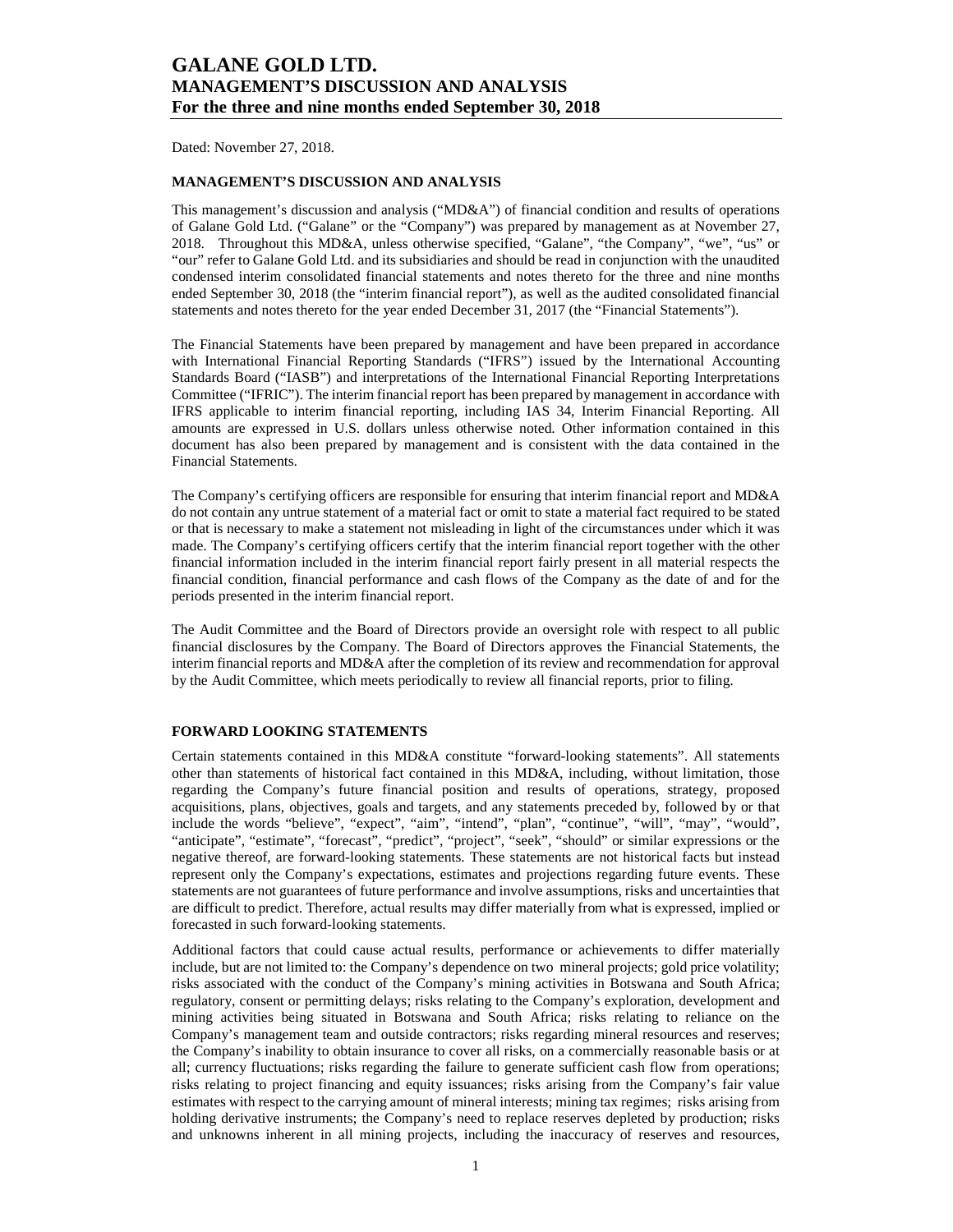# GALANE GOLD LTD.
# MANAGEMENT'S DISCUSSION AND ANALYSIS
# For the three and nine months ended September 30, 2018

Dated: November 27, 2018.

## MANAGEMENT'S DISCUSSION AND ANALYSIS

This management's discussion and analysis ("MD&A") of financial condition and results of operations of Galane Gold Ltd. ("Galane" or the "Company") was prepared by management as at November 27, 2018. Throughout this MD&A, unless otherwise specified, "Galane", "the Company", "we", "us" or "our" refer to Galane Gold Ltd. and its subsidiaries and should be read in conjunction with the unaudited condensed interim consolidated financial statements and notes thereto for the three and nine months ended September 30, 2018 (the "interim financial report"), as well as the audited consolidated financial statements and notes thereto for the year ended December 31, 2017 (the "Financial Statements").

The Financial Statements have been prepared by management and have been prepared in accordance with International Financial Reporting Standards ("IFRS") issued by the International Accounting Standards Board ("IASB") and interpretations of the International Financial Reporting Interpretations Committee ("IFRIC"). The interim financial report has been prepared by management in accordance with IFRS applicable to interim financial reporting, including IAS 34, Interim Financial Reporting. All amounts are expressed in U.S. dollars unless otherwise noted. Other information contained in this document has also been prepared by management and is consistent with the data contained in the Financial Statements.

The Company's certifying officers are responsible for ensuring that interim financial report and MD&A do not contain any untrue statement of a material fact or omit to state a material fact required to be stated or that is necessary to make a statement not misleading in light of the circumstances under which it was made. The Company's certifying officers certify that the interim financial report together with the other financial information included in the interim financial report fairly present in all material respects the financial condition, financial performance and cash flows of the Company as the date of and for the periods presented in the interim financial report.

The Audit Committee and the Board of Directors provide an oversight role with respect to all public financial disclosures by the Company. The Board of Directors approves the Financial Statements, the interim financial reports and MD&A after the completion of its review and recommendation for approval by the Audit Committee, which meets periodically to review all financial reports, prior to filing.

## FORWARD LOOKING STATEMENTS

Certain statements contained in this MD&A constitute "forward-looking statements". All statements other than statements of historical fact contained in this MD&A, including, without limitation, those regarding the Company's future financial position and results of operations, strategy, proposed acquisitions, plans, objectives, goals and targets, and any statements preceded by, followed by or that include the words "believe", "expect", "aim", "intend", "plan", "continue", "will", "may", "would", "anticipate", "estimate", "forecast", "predict", "project", "seek", "should" or similar expressions or the negative thereof, are forward-looking statements. These statements are not historical facts but instead represent only the Company's expectations, estimates and projections regarding future events. These statements are not guarantees of future performance and involve assumptions, risks and uncertainties that are difficult to predict. Therefore, actual results may differ materially from what is expressed, implied or forecasted in such forward-looking statements.

Additional factors that could cause actual results, performance or achievements to differ materially include, but are not limited to: the Company's dependence on two mineral projects; gold price volatility; risks associated with the conduct of the Company's mining activities in Botswana and South Africa; regulatory, consent or permitting delays; risks relating to the Company's exploration, development and mining activities being situated in Botswana and South Africa; risks relating to reliance on the Company's management team and outside contractors; risks regarding mineral resources and reserves; the Company's inability to obtain insurance to cover all risks, on a commercially reasonable basis or at all; currency fluctuations; risks regarding the failure to generate sufficient cash flow from operations; risks relating to project financing and equity issuances; risks arising from the Company's fair value estimates with respect to the carrying amount of mineral interests; mining tax regimes; risks arising from holding derivative instruments; the Company's need to replace reserves depleted by production; risks and unknowns inherent in all mining projects, including the inaccuracy of reserves and resources,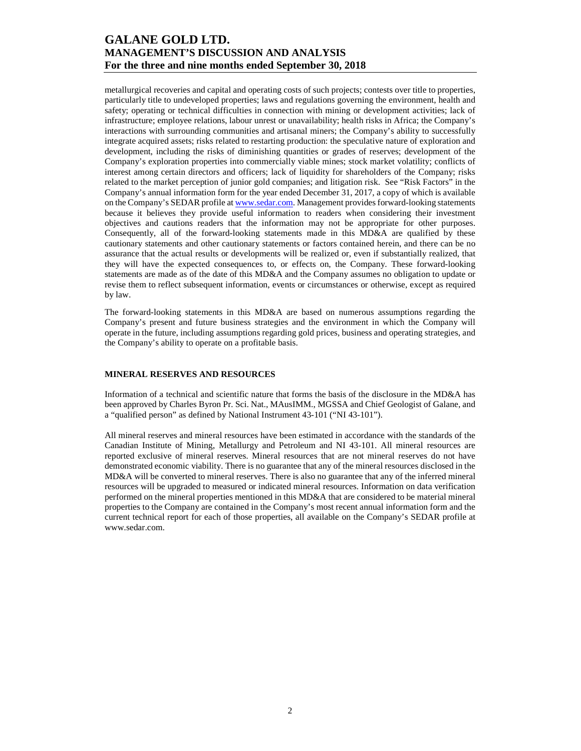metallurgical recoveries and capital and operating costs of such projects; contests over title to properties, particularly title to undeveloped properties; laws and regulations governing the environment, health and safety; operating or technical difficulties in connection with mining or development activities; lack of infrastructure; employee relations, labour unrest or unavailability; health risks in Africa; the Company's interactions with surrounding communities and artisanal miners; the Company's ability to successfully integrate acquired assets; risks related to restarting production: the speculative nature of exploration and development, including the risks of diminishing quantities or grades of reserves; development of the Company's exploration properties into commercially viable mines; stock market volatility; conflicts of interest among certain directors and officers; lack of liquidity for shareholders of the Company; risks related to the market perception of junior gold companies; and litigation risk. See "Risk Factors" in the Company's annual information form for the year ended December 31, 2017, a copy of which is available on the Company's SEDAR profile at www.sedar.com. Management provides forward-looking statements because it believes they provide useful information to readers when considering their investment objectives and cautions readers that the information may not be appropriate for other purposes. Consequently, all of the forward-looking statements made in this MD&A are qualified by these cautionary statements and other cautionary statements or factors contained herein, and there can be no assurance that the actual results or developments will be realized or, even if substantially realized, that they will have the expected consequences to, or effects on, the Company. These forward-looking statements are made as of the date of this MD&A and the Company assumes no obligation to update or revise them to reflect subsequent information, events or circumstances or otherwise, except as required by law.

The forward-looking statements in this MD&A are based on numerous assumptions regarding the Company's present and future business strategies and the environment in which the Company will operate in the future, including assumptions regarding gold prices, business and operating strategies, and the Company's ability to operate on a profitable basis.

## MINERAL RESERVES AND RESOURCES

Information of a technical and scientific nature that forms the basis of the disclosure in the MD&A has been approved by Charles Byron Pr. Sci. Nat., MAusIMM., MGSSA and Chief Geologist of Galane, and a "qualified person" as defined by National Instrument 43-101 ("NI 43-101").

All mineral reserves and mineral resources have been estimated in accordance with the standards of the Canadian Institute of Mining, Metallurgy and Petroleum and NI 43-101. All mineral resources are reported exclusive of mineral reserves. Mineral resources that are not mineral reserves do not have demonstrated economic viability. There is no guarantee that any of the mineral resources disclosed in the MD&A will be converted to mineral reserves. There is also no guarantee that any of the inferred mineral resources will be upgraded to measured or indicated mineral resources. Information on data verification performed on the mineral properties mentioned in this MD&A that are considered to be material mineral properties to the Company are contained in the Company's most recent annual information form and the current technical report for each of those properties, all available on the Company's SEDAR profile at www.sedar.com.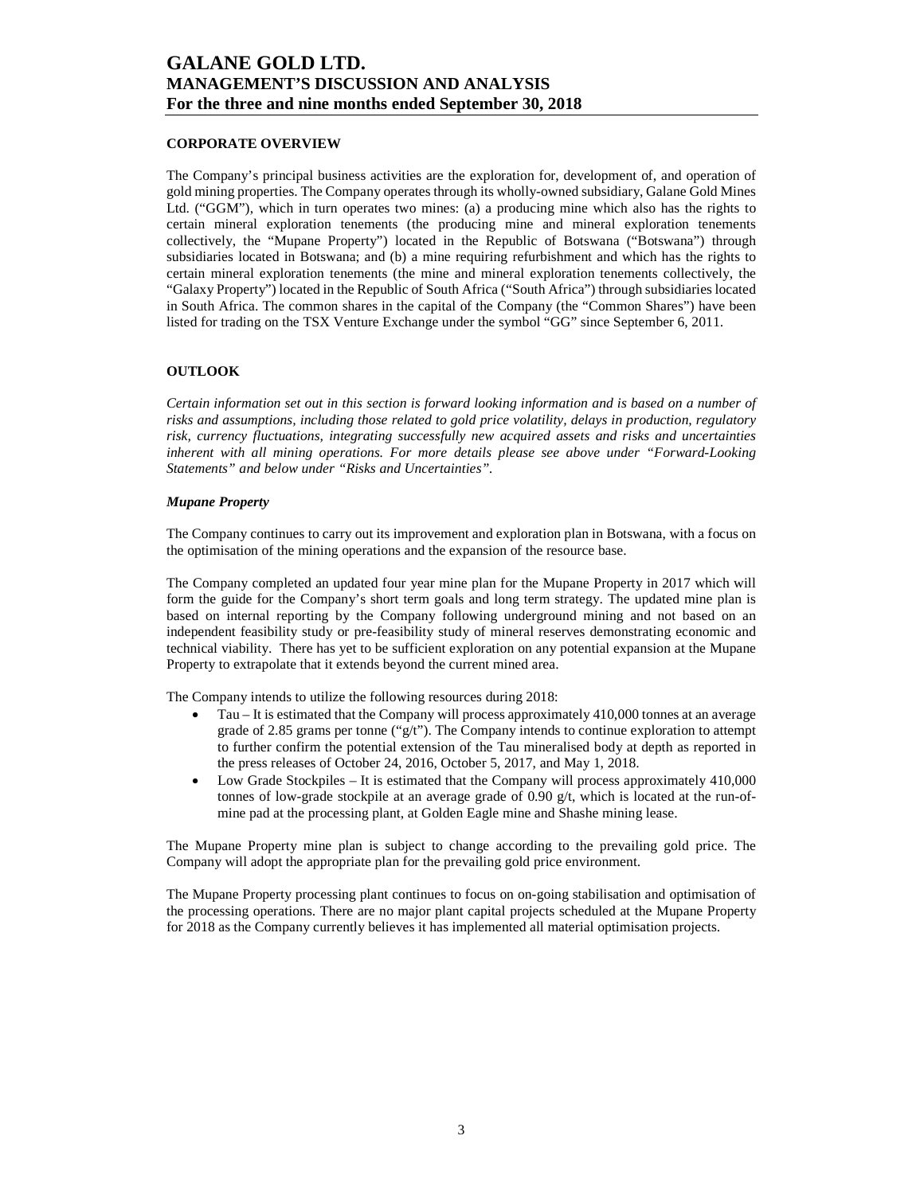## CORPORATE OVERVIEW

The Company's principal business activities are the exploration for, development of, and operation of gold mining properties. The Company operates through its wholly-owned subsidiary, Galane Gold Mines Ltd. ("GGM"), which in turn operates two mines: (a) a producing mine which also has the rights to certain mineral exploration tenements (the producing mine and mineral exploration tenements collectively, the "Mupane Property") located in the Republic of Botswana ("Botswana") through subsidiaries located in Botswana; and (b) a mine requiring refurbishment and which has the rights to certain mineral exploration tenements (the mine and mineral exploration tenements collectively, the "Galaxy Property") located in the Republic of South Africa ("South Africa") through subsidiaries located in South Africa. The common shares in the capital of the Company (the "Common Shares") have been listed for trading on the TSX Venture Exchange under the symbol "GG" since September 6, 2011.

## OUTLOOK

*Certain information set out in this section is forward looking information and is based on a number of risks and assumptions, including those related to gold price volatility, delays in production, regulatory risk, currency fluctuations, integrating successfully new acquired assets and risks and uncertainties inherent with all mining operations. For more details please see above under "Forward-Looking Statements" and below under "Risks and Uncertainties".*

### *Mupane Property*

The Company continues to carry out its improvement and exploration plan in Botswana, with a focus on the optimisation of the mining operations and the expansion of the resource base.

The Company completed an updated four year mine plan for the Mupane Property in 2017 which will form the guide for the Company's short term goals and long term strategy. The updated mine plan is based on internal reporting by the Company following underground mining and not based on an independent feasibility study or pre-feasibility study of mineral reserves demonstrating economic and technical viability. There has yet to be sufficient exploration on any potential expansion at the Mupane Property to extrapolate that it extends beyond the current mined area.

The Company intends to utilize the following resources during 2018:

- Tau – It is estimated that the Company will process approximately 410,000 tonnes at an average grade of 2.85 grams per tonne ("g/t"). The Company intends to continue exploration to attempt to further confirm the potential extension of the Tau mineralised body at depth as reported in the press releases of October 24, 2016, October 5, 2017, and May 1, 2018.
- Low Grade Stockpiles – It is estimated that the Company will process approximately 410,000 tonnes of low-grade stockpile at an average grade of 0.90 g/t, which is located at the run-of-mine pad at the processing plant, at Golden Eagle mine and Shashe mining lease.

The Mupane Property mine plan is subject to change according to the prevailing gold price. The Company will adopt the appropriate plan for the prevailing gold price environment.

The Mupane Property processing plant continues to focus on on-going stabilisation and optimisation of the processing operations. There are no major plant capital projects scheduled at the Mupane Property for 2018 as the Company currently believes it has implemented all material optimisation projects.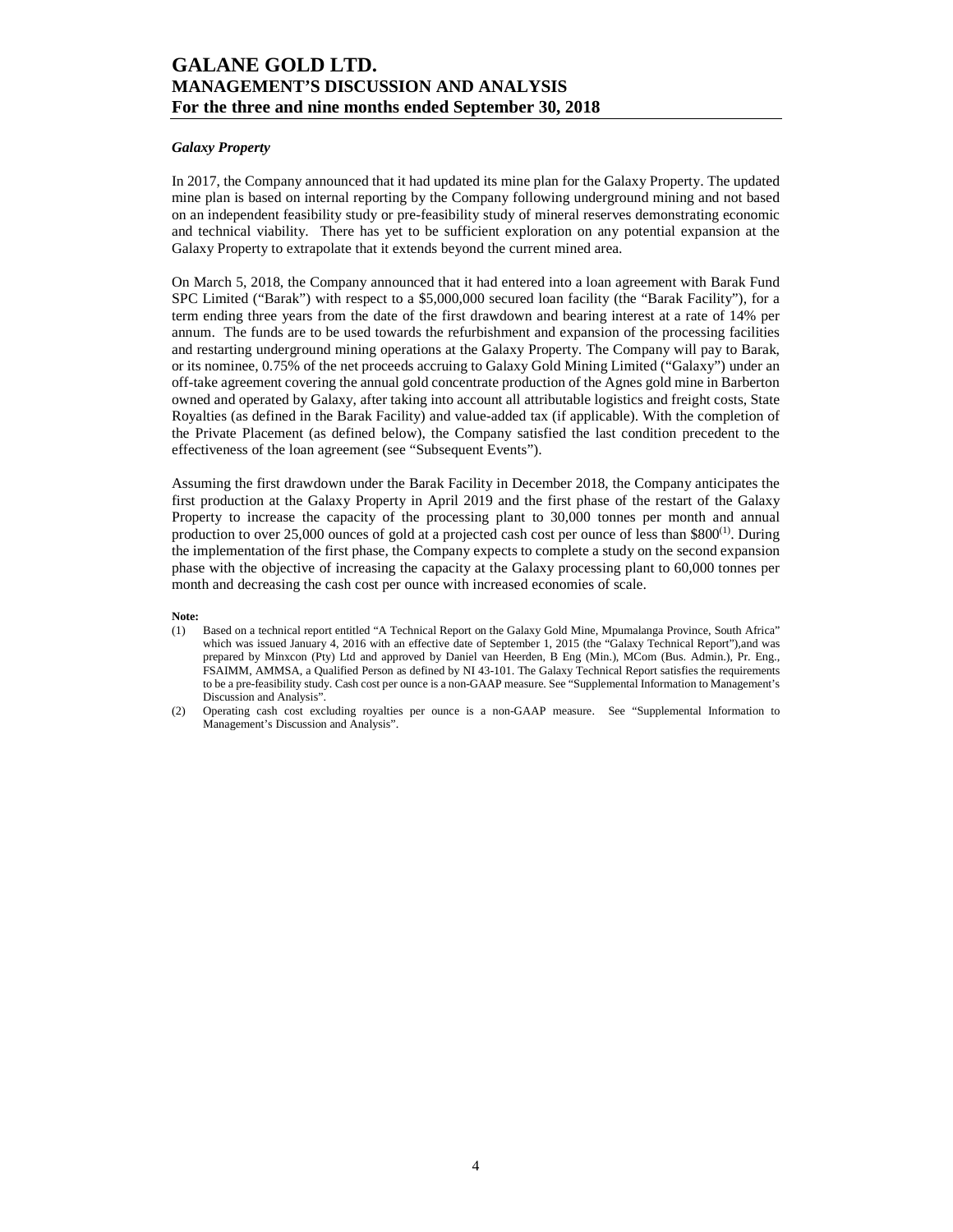### *Galaxy Property*

In 2017, the Company announced that it had updated its mine plan for the Galaxy Property. The updated mine plan is based on internal reporting by the Company following underground mining and not based on an independent feasibility study or pre-feasibility study of mineral reserves demonstrating economic and technical viability. There has yet to be sufficient exploration on any potential expansion at the Galaxy Property to extrapolate that it extends beyond the current mined area.

On March 5, 2018, the Company announced that it had entered into a loan agreement with Barak Fund SPC Limited ("Barak") with respect to a $5,000,000 secured loan facility (the "Barak Facility"), for a term ending three years from the date of the first drawdown and bearing interest at a rate of 14% per annum. The funds are to be used towards the refurbishment and expansion of the processing facilities and restarting underground mining operations at the Galaxy Property. The Company will pay to Barak, or its nominee, 0.75% of the net proceeds accruing to Galaxy Gold Mining Limited ("Galaxy") under an off-take agreement covering the annual gold concentrate production of the Agnes gold mine in Barberton owned and operated by Galaxy, after taking into account all attributable logistics and freight costs, State Royalties (as defined in the Barak Facility) and value-added tax (if applicable). With the completion of the Private Placement (as defined below), the Company satisfied the last condition precedent to the effectiveness of the loan agreement (see "Subsequent Events").

Assuming the first drawdown under the Barak Facility in December 2018, the Company anticipates the first production at the Galaxy Property in April 2019 and the first phase of the restart of the Galaxy Property to increase the capacity of the processing plant to 30,000 tonnes per month and annual production to over 25,000 ounces of gold at a projected cash cost per ounce of less than $800[(1)]. During the implementation of the first phase, the Company expects to complete a study on the second expansion phase with the objective of increasing the capacity at the Galaxy processing plant to 60,000 tonnes per month and decreasing the cash cost per ounce with increased economies of scale.

**Note:**

(1) Based on a technical report entitled "A Technical Report on the Galaxy Gold Mine, Mpumalanga Province, South Africa" which was issued January 4, 2016 with an effective date of September 1, 2015 (the "Galaxy Technical Report"),and was prepared by Minxcon (Pty) Ltd and approved by Daniel van Heerden, B Eng (Min.), MCom (Bus. Admin.), Pr. Eng., FSAIMM, AMMSA, a Qualified Person as defined by NI 43-101. The Galaxy Technical Report satisfies the requirements to be a pre-feasibility study. Cash cost per ounce is a non-GAAP measure. See "Supplemental Information to Management's Discussion and Analysis".

(2) Operating cash cost excluding royalties per ounce is a non-GAAP measure. See "Supplemental Information to Management's Discussion and Analysis".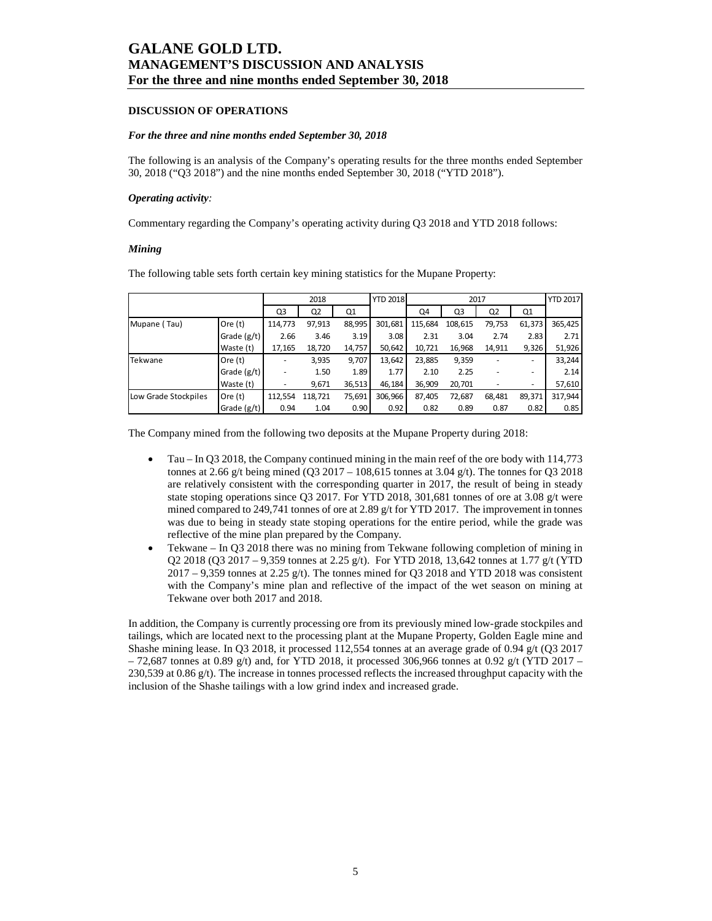## DISCUSSION OF OPERATIONS

***For the three and nine months ended September 30, 2018***

The following is an analysis of the Company's operating results for the three months ended September 30, 2018 ("Q3 2018") and the nine months ended September 30, 2018 ("YTD 2018").

***Operating activity:***

Commentary regarding the Company's operating activity during Q3 2018 and YTD 2018 follows:

***Mining***

The following table sets forth certain key mining statistics for the Mupane Property:

| | | 2018 | | | YTD 2018 | 2017 | | | | YTD 2017 |
|---|---|---|---|---|---|---|---|---|---|---|
| | | Q3 | Q2 | Q1 | | Q4 | Q3 | Q2 | Q1 | |
| Mupane ( Tau) | Ore (t) | 114,773 | 97,913 | 88,995 | 301,681 | 115,684 | 108,615 | 79,753 | 61,373 | 365,425 |
| | Grade (g/t) | 2.66 | 3.46 | 3.19 | 3.08 | 2.31 | 3.04 | 2.74 | 2.83 | 2.71 |
| | Waste (t) | 17,165 | 18,720 | 14,757 | 50,642 | 10,721 | 16,968 | 14,911 | 9,326 | 51,926 |
| Tekwane | Ore (t) | - | 3,935 | 9,707 | 13,642 | 23,885 | 9,359 | - | - | 33,244 |
| | Grade (g/t) | - | 1.50 | 1.89 | 1.77 | 2.10 | 2.25 | - | - | 2.14 |
| | Waste (t) | - | 9,671 | 36,513 | 46,184 | 36,909 | 20,701 | - | - | 57,610 |
| Low Grade Stockpiles | Ore (t) | 112,554 | 118,721 | 75,691 | 306,966 | 87,405 | 72,687 | 68,481 | 89,371 | 317,944 |
| | Grade (g/t) | 0.94 | 1.04 | 0.90 | 0.92 | 0.82 | 0.89 | 0.87 | 0.82 | 0.85 |

The Company mined from the following two deposits at the Mupane Property during 2018:

- Tau – In Q3 2018, the Company continued mining in the main reef of the ore body with 114,773 tonnes at 2.66 g/t being mined (Q3 2017 – 108,615 tonnes at 3.04 g/t). The tonnes for Q3 2018 are relatively consistent with the corresponding quarter in 2017, the result of being in steady state stoping operations since Q3 2017. For YTD 2018, 301,681 tonnes of ore at 3.08 g/t were mined compared to 249,741 tonnes of ore at 2.89 g/t for YTD 2017. The improvement in tonnes was due to being in steady state stoping operations for the entire period, while the grade was reflective of the mine plan prepared by the Company.
- Tekwane – In Q3 2018 there was no mining from Tekwane following completion of mining in Q2 2018 (Q3 2017 – 9,359 tonnes at 2.25 g/t). For YTD 2018, 13,642 tonnes at 1.77 g/t (YTD 2017 – 9,359 tonnes at 2.25 g/t). The tonnes mined for Q3 2018 and YTD 2018 was consistent with the Company's mine plan and reflective of the impact of the wet season on mining at Tekwane over both 2017 and 2018.

In addition, the Company is currently processing ore from its previously mined low-grade stockpiles and tailings, which are located next to the processing plant at the Mupane Property, Golden Eagle mine and Shashe mining lease. In Q3 2018, it processed 112,554 tonnes at an average grade of 0.94 g/t (Q3 2017 – 72,687 tonnes at 0.89 g/t) and, for YTD 2018, it processed 306,966 tonnes at 0.92 g/t (YTD 2017 – 230,539 at 0.86 g/t). The increase in tonnes processed reflects the increased throughput capacity with the inclusion of the Shashe tailings with a low grind index and increased grade.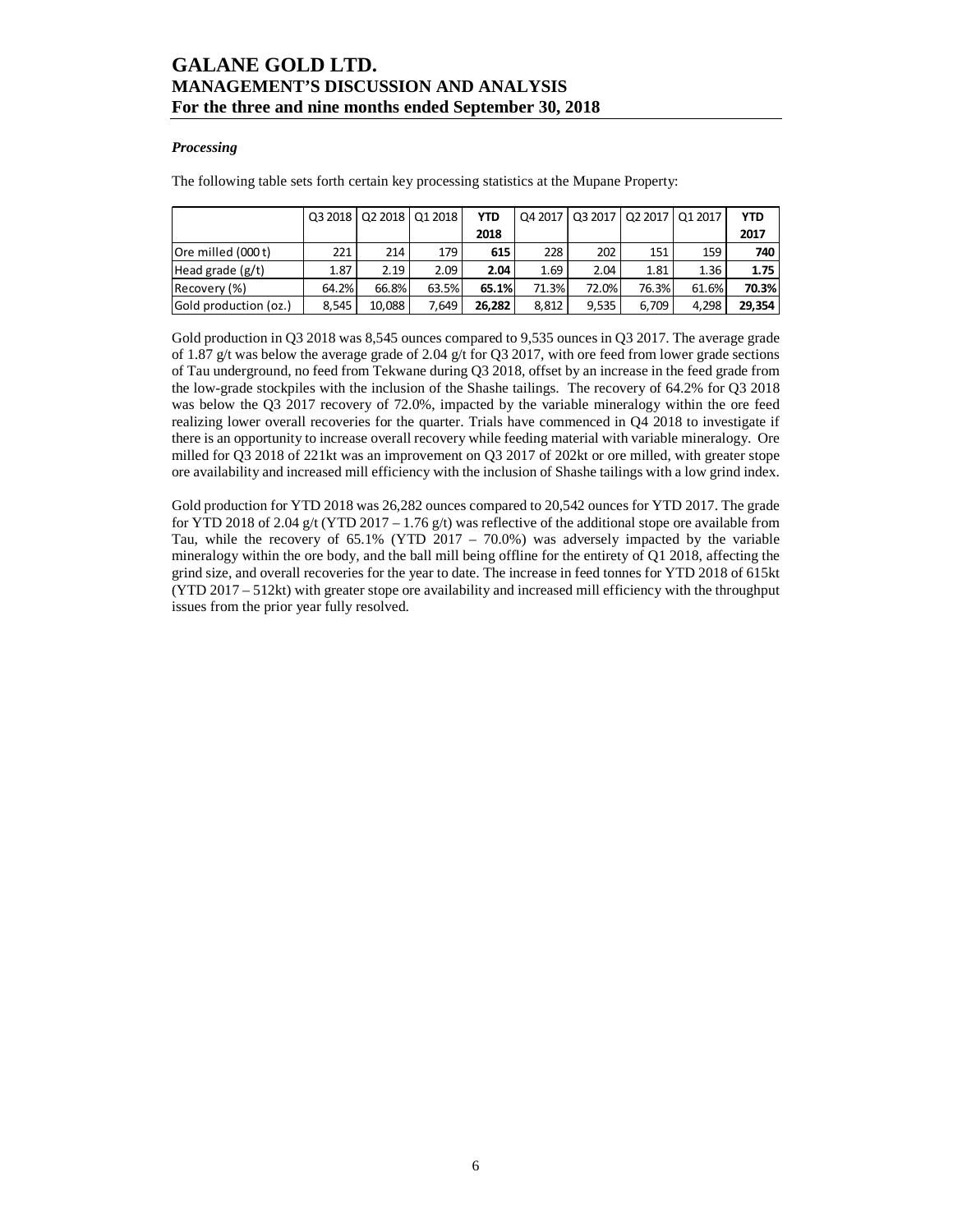### *Processing*

The following table sets forth certain key processing statistics at the Mupane Property:

| | Q3 2018 | Q2 2018 | Q1 2018 | **YTD 2018** | Q4 2017 | Q3 2017 | Q2 2017 | Q1 2017 | **YTD 2017** |
|---|---|---|---|---|---|---|---|---|---|
| Ore milled (000 t) | 221 | 214 | 179 | **615** | 228 | 202 | 151 | 159 | **740** |
| Head grade (g/t) | 1.87 | 2.19 | 2.09 | **2.04** | 1.69 | 2.04 | 1.81 | 1.36 | **1.75** |
| Recovery (%) | 64.2% | 66.8% | 63.5% | **65.1%** | 71.3% | 72.0% | 76.3% | 61.6% | **70.3%** |
| Gold production (oz.) | 8,545 | 10,088 | 7,649 | **26,282** | 8,812 | 9,535 | 6,709 | 4,298 | **29,354** |

Gold production in Q3 2018 was 8,545 ounces compared to 9,535 ounces in Q3 2017. The average grade of 1.87 g/t was below the average grade of 2.04 g/t for Q3 2017, with ore feed from lower grade sections of Tau underground, no feed from Tekwane during Q3 2018, offset by an increase in the feed grade from the low-grade stockpiles with the inclusion of the Shashe tailings. The recovery of 64.2% for Q3 2018 was below the Q3 2017 recovery of 72.0%, impacted by the variable mineralogy within the ore feed realizing lower overall recoveries for the quarter. Trials have commenced in Q4 2018 to investigate if there is an opportunity to increase overall recovery while feeding material with variable mineralogy. Ore milled for Q3 2018 of 221kt was an improvement on Q3 2017 of 202kt or ore milled, with greater stope ore availability and increased mill efficiency with the inclusion of Shashe tailings with a low grind index.

Gold production for YTD 2018 was 26,282 ounces compared to 20,542 ounces for YTD 2017. The grade for YTD 2018 of 2.04 g/t (YTD 2017 – 1.76 g/t) was reflective of the additional stope ore available from Tau, while the recovery of 65.1% (YTD 2017 – 70.0%) was adversely impacted by the variable mineralogy within the ore body, and the ball mill being offline for the entirety of Q1 2018, affecting the grind size, and overall recoveries for the year to date. The increase in feed tonnes for YTD 2018 of 615kt (YTD 2017 – 512kt) with greater stope ore availability and increased mill efficiency with the throughput issues from the prior year fully resolved.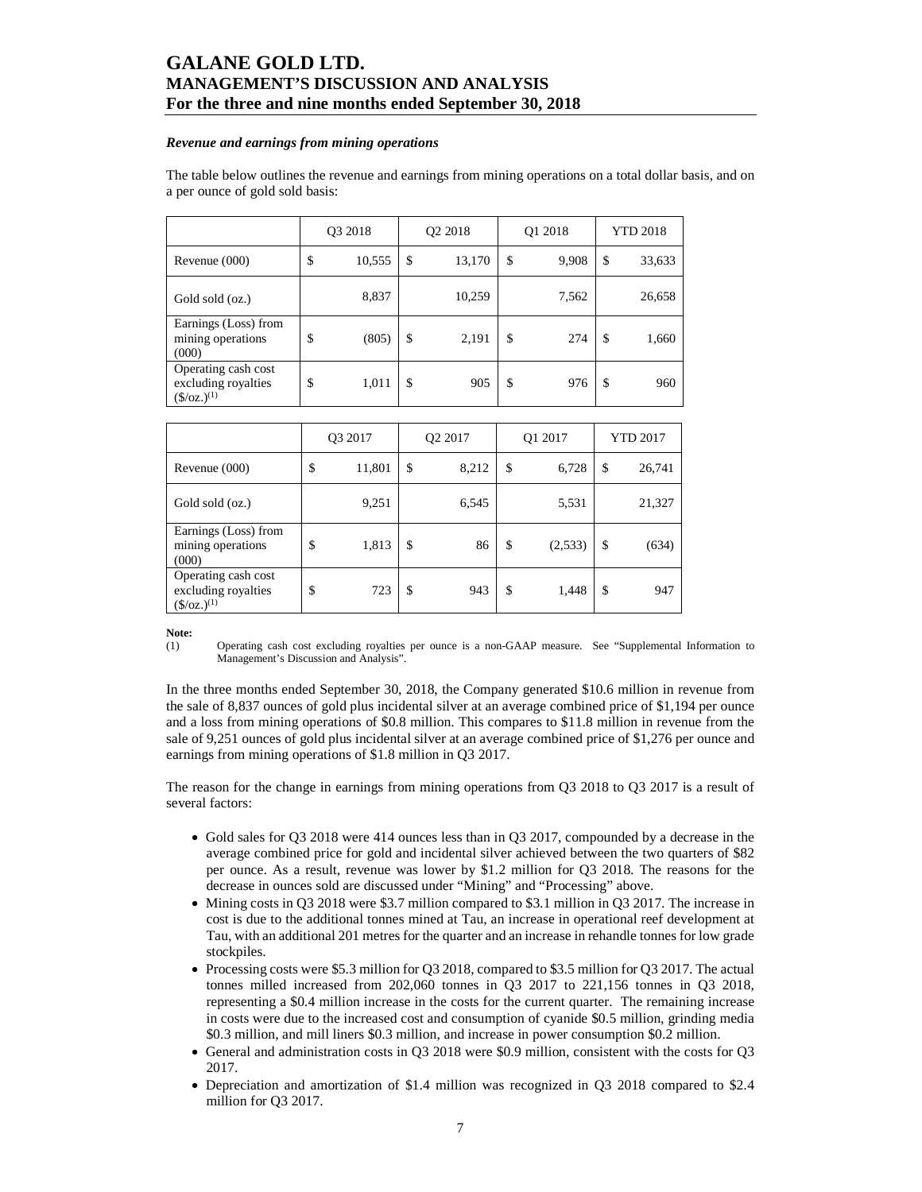### *Revenue and earnings from mining operations*

The table below outlines the revenue and earnings from mining operations on a total dollar basis, and on a per ounce of gold sold basis:

| | Q3 2018 | Q2 2018 | Q1 2018 | YTD 2018 |
|---|---|---|---|---|
| Revenue (000) | $ 10,555 | $ 13,170 | $ 9,908 | $ 33,633 |
| Gold sold (oz.) | 8,837 | 10,259 | 7,562 | 26,658 |
| Earnings (Loss) from mining operations (000) | $ (805) | $ 2,191 | $ 274 | $ 1,660 |
| Operating cash cost excluding royalties ($/oz.)[1] | $ 1,011 | $ 905 | $ 976 | $ 960 |

| | Q3 2017 | Q2 2017 | Q1 2017 | YTD 2017 |
|---|---|---|---|---|
| Revenue (000) | $ 11,801 | $ 8,212 | $ 6,728 | $ 26,741 |
| Gold sold (oz.) | 9,251 | 6,545 | 5,531 | 21,327 |
| Earnings (Loss) from mining operations (000) | $ 1,813 | $ 86 | $ (2,533) | $ (634) |
| Operating cash cost excluding royalties ($/oz.)[1] | $ 723 | $ 943 | $ 1,448 | $ 947 |

**Note:**

(1) Operating cash cost excluding royalties per ounce is a non-GAAP measure. See "Supplemental Information to Management's Discussion and Analysis".

In the three months ended September 30, 2018, the Company generated $10.6 million in revenue from the sale of 8,837 ounces of gold plus incidental silver at an average combined price of $1,194 per ounce and a loss from mining operations of $0.8 million. This compares to $11.8 million in revenue from the sale of 9,251 ounces of gold plus incidental silver at an average combined price of $1,276 per ounce and earnings from mining operations of $1.8 million in Q3 2017.

The reason for the change in earnings from mining operations from Q3 2018 to Q3 2017 is a result of several factors:

- Gold sales for Q3 2018 were 414 ounces less than in Q3 2017, compounded by a decrease in the average combined price for gold and incidental silver achieved between the two quarters of $82 per ounce. As a result, revenue was lower by $1.2 million for Q3 2018. The reasons for the decrease in ounces sold are discussed under "Mining" and "Processing" above.
- Mining costs in Q3 2018 were $3.7 million compared to $3.1 million in Q3 2017. The increase in cost is due to the additional tonnes mined at Tau, an increase in operational reef development at Tau, with an additional 201 metres for the quarter and an increase in rehandle tonnes for low grade stockpiles.
- Processing costs were $5.3 million for Q3 2018, compared to $3.5 million for Q3 2017. The actual tonnes milled increased from 202,060 tonnes in Q3 2017 to 221,156 tonnes in Q3 2018, representing a $0.4 million increase in the costs for the current quarter. The remaining increase in costs were due to the increased cost and consumption of cyanide $0.5 million, grinding media $0.3 million, and mill liners $0.3 million, and increase in power consumption $0.2 million.
- General and administration costs in Q3 2018 were $0.9 million, consistent with the costs for Q3 2017.
- Depreciation and amortization of $1.4 million was recognized in Q3 2018 compared to $2.4 million for Q3 2017.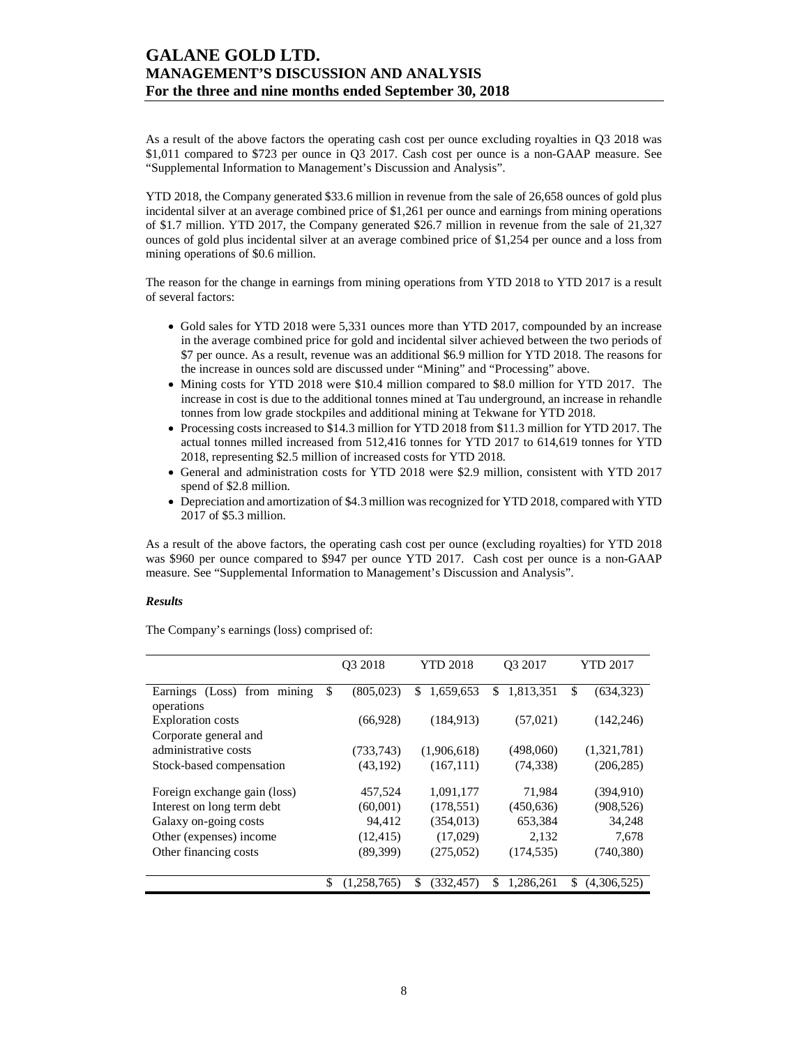As a result of the above factors the operating cash cost per ounce excluding royalties in Q3 2018 was $1,011 compared to $723 per ounce in Q3 2017. Cash cost per ounce is a non-GAAP measure. See "Supplemental Information to Management's Discussion and Analysis".

YTD 2018, the Company generated $33.6 million in revenue from the sale of 26,658 ounces of gold plus incidental silver at an average combined price of $1,261 per ounce and earnings from mining operations of $1.7 million. YTD 2017, the Company generated $26.7 million in revenue from the sale of 21,327 ounces of gold plus incidental silver at an average combined price of $1,254 per ounce and a loss from mining operations of $0.6 million.

The reason for the change in earnings from mining operations from YTD 2018 to YTD 2017 is a result of several factors:

- Gold sales for YTD 2018 were 5,331 ounces more than YTD 2017, compounded by an increase in the average combined price for gold and incidental silver achieved between the two periods of $7 per ounce. As a result, revenue was an additional $6.9 million for YTD 2018. The reasons for the increase in ounces sold are discussed under "Mining" and "Processing" above.
- Mining costs for YTD 2018 were $10.4 million compared to $8.0 million for YTD 2017. The increase in cost is due to the additional tonnes mined at Tau underground, an increase in rehandle tonnes from low grade stockpiles and additional mining at Tekwane for YTD 2018.
- Processing costs increased to $14.3 million for YTD 2018 from $11.3 million for YTD 2017. The actual tonnes milled increased from 512,416 tonnes for YTD 2017 to 614,619 tonnes for YTD 2018, representing $2.5 million of increased costs for YTD 2018.
- General and administration costs for YTD 2018 were $2.9 million, consistent with YTD 2017 spend of $2.8 million.
- Depreciation and amortization of $4.3 million was recognized for YTD 2018, compared with YTD 2017 of $5.3 million.

As a result of the above factors, the operating cash cost per ounce (excluding royalties) for YTD 2018 was $960 per ounce compared to $947 per ounce YTD 2017. Cash cost per ounce is a non-GAAP measure. See "Supplemental Information to Management's Discussion and Analysis".

### *Results*

The Company's earnings (loss) comprised of:

| | Q3 2018 | YTD 2018 | Q3 2017 | YTD 2017 |
|---|---|---|---|---|
| Earnings (Loss) from mining operations | $ (805,023) | $ 1,659,653 | $ 1,813,351 | $ (634,323) |
| Exploration costs | (66,928) | (184,913) | (57,021) | (142,246) |
| Corporate general and administrative costs | (733,743) | (1,906,618) | (498,060) | (1,321,781) |
| Stock-based compensation | (43,192) | (167,111) | (74,338) | (206,285) |
| Foreign exchange gain (loss) | 457,524 | 1,091,177 | 71,984 | (394,910) |
| Interest on long term debt | (60,001) | (178,551) | (450,636) | (908,526) |
| Galaxy on-going costs | 94,412 | (354,013) | 653,384 | 34,248 |
| Other (expenses) income | (12,415) | (17,029) | 2,132 | 7,678 |
| Other financing costs | (89,399) | (275,052) | (174,535) | (740,380) |
| | $ (1,258,765) | $ (332,457) | $ 1,286,261 | $ (4,306,525) |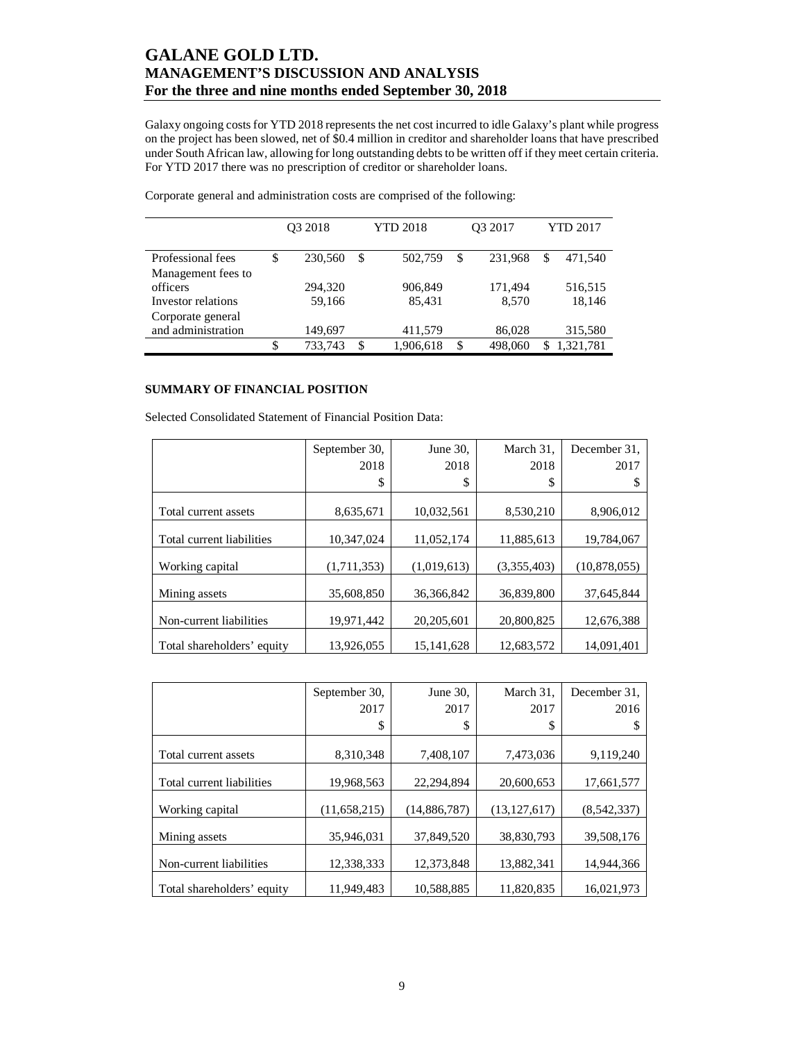Galaxy ongoing costs for YTD 2018 represents the net cost incurred to idle Galaxy's plant while progress on the project has been slowed, net of $0.4 million in creditor and shareholder loans that have prescribed under South African law, allowing for long outstanding debts to be written off if they meet certain criteria. For YTD 2017 there was no prescription of creditor or shareholder loans.

Corporate general and administration costs are comprised of the following:

| | Q3 2018 | YTD 2018 | Q3 2017 | YTD 2017 |
|---|---|---|---|---|
| Professional fees | $ 230,560 | $ 502,759 | $ 231,968 | $ 471,540 |
| Management fees to officers | 294,320 | 906,849 | 171,494 | 516,515 |
| Investor relations | 59,166 | 85,431 | 8,570 | 18,146 |
| Corporate general and administration | 149,697 | 411,579 | 86,028 | 315,580 |
| | $ 733,743 | $ 1,906,618 | $ 498,060 | $ 1,321,781 |

## SUMMARY OF FINANCIAL POSITION

Selected Consolidated Statement of Financial Position Data:

| | September 30, 2018 $ | June 30, 2018 $ | March 31, 2018 $ | December 31, 2017 $ |
|---|---|---|---|---|
| Total current assets | 8,635,671 | 10,032,561 | 8,530,210 | 8,906,012 |
| Total current liabilities | 10,347,024 | 11,052,174 | 11,885,613 | 19,784,067 |
| Working capital | (1,711,353) | (1,019,613) | (3,355,403) | (10,878,055) |
| Mining assets | 35,608,850 | 36,366,842 | 36,839,800 | 37,645,844 |
| Non-current liabilities | 19,971,442 | 20,205,601 | 20,800,825 | 12,676,388 |
| Total shareholders' equity | 13,926,055 | 15,141,628 | 12,683,572 | 14,091,401 |

| | September 30, 2017 $ | June 30, 2017 $ | March 31, 2017 $ | December 31, 2016 $ |
|---|---|---|---|---|
| Total current assets | 8,310,348 | 7,408,107 | 7,473,036 | 9,119,240 |
| Total current liabilities | 19,968,563 | 22,294,894 | 20,600,653 | 17,661,577 |
| Working capital | (11,658,215) | (14,886,787) | (13,127,617) | (8,542,337) |
| Mining assets | 35,946,031 | 37,849,520 | 38,830,793 | 39,508,176 |
| Non-current liabilities | 12,338,333 | 12,373,848 | 13,882,341 | 14,944,366 |
| Total shareholders' equity | 11,949,483 | 10,588,885 | 11,820,835 | 16,021,973 |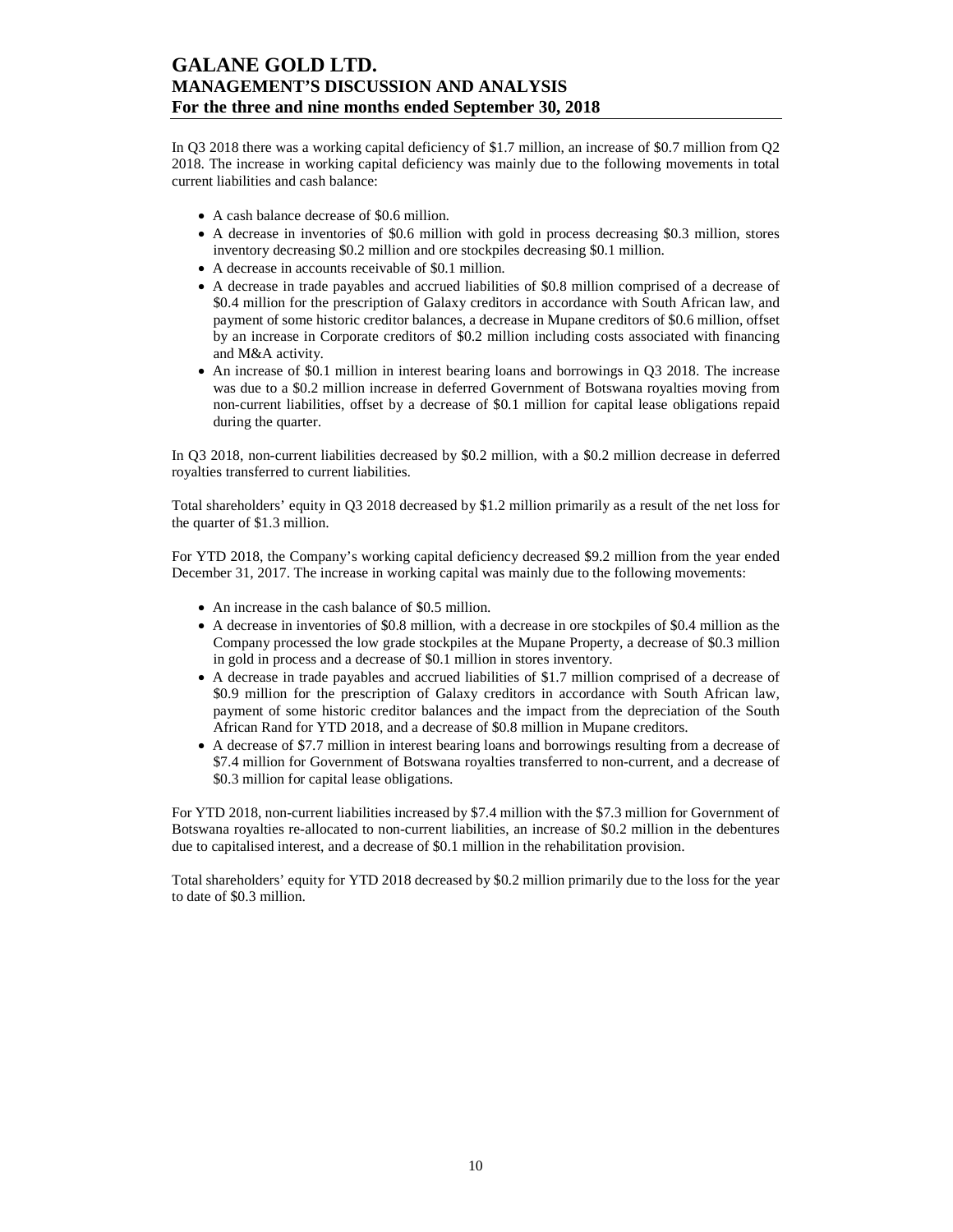In Q3 2018 there was a working capital deficiency of $1.7 million, an increase of $0.7 million from Q2 2018. The increase in working capital deficiency was mainly due to the following movements in total current liabilities and cash balance:

- A cash balance decrease of $0.6 million.
- A decrease in inventories of $0.6 million with gold in process decreasing $0.3 million, stores inventory decreasing $0.2 million and ore stockpiles decreasing $0.1 million.
- A decrease in accounts receivable of $0.1 million.
- A decrease in trade payables and accrued liabilities of $0.8 million comprised of a decrease of $0.4 million for the prescription of Galaxy creditors in accordance with South African law, and payment of some historic creditor balances, a decrease in Mupane creditors of $0.6 million, offset by an increase in Corporate creditors of $0.2 million including costs associated with financing and M&A activity.
- An increase of $0.1 million in interest bearing loans and borrowings in Q3 2018. The increase was due to a $0.2 million increase in deferred Government of Botswana royalties moving from non-current liabilities, offset by a decrease of $0.1 million for capital lease obligations repaid during the quarter.

In Q3 2018, non-current liabilities decreased by $0.2 million, with a $0.2 million decrease in deferred royalties transferred to current liabilities.

Total shareholders' equity in Q3 2018 decreased by $1.2 million primarily as a result of the net loss for the quarter of $1.3 million.

For YTD 2018, the Company's working capital deficiency decreased $9.2 million from the year ended December 31, 2017. The increase in working capital was mainly due to the following movements:

- An increase in the cash balance of $0.5 million.
- A decrease in inventories of $0.8 million, with a decrease in ore stockpiles of $0.4 million as the Company processed the low grade stockpiles at the Mupane Property, a decrease of $0.3 million in gold in process and a decrease of $0.1 million in stores inventory.
- A decrease in trade payables and accrued liabilities of $1.7 million comprised of a decrease of $0.9 million for the prescription of Galaxy creditors in accordance with South African law, payment of some historic creditor balances and the impact from the depreciation of the South African Rand for YTD 2018, and a decrease of $0.8 million in Mupane creditors.
- A decrease of $7.7 million in interest bearing loans and borrowings resulting from a decrease of $7.4 million for Government of Botswana royalties transferred to non-current, and a decrease of $0.3 million for capital lease obligations.

For YTD 2018, non-current liabilities increased by $7.4 million with the $7.3 million for Government of Botswana royalties re-allocated to non-current liabilities, an increase of $0.2 million in the debentures due to capitalised interest, and a decrease of $0.1 million in the rehabilitation provision.

Total shareholders' equity for YTD 2018 decreased by $0.2 million primarily due to the loss for the year to date of $0.3 million.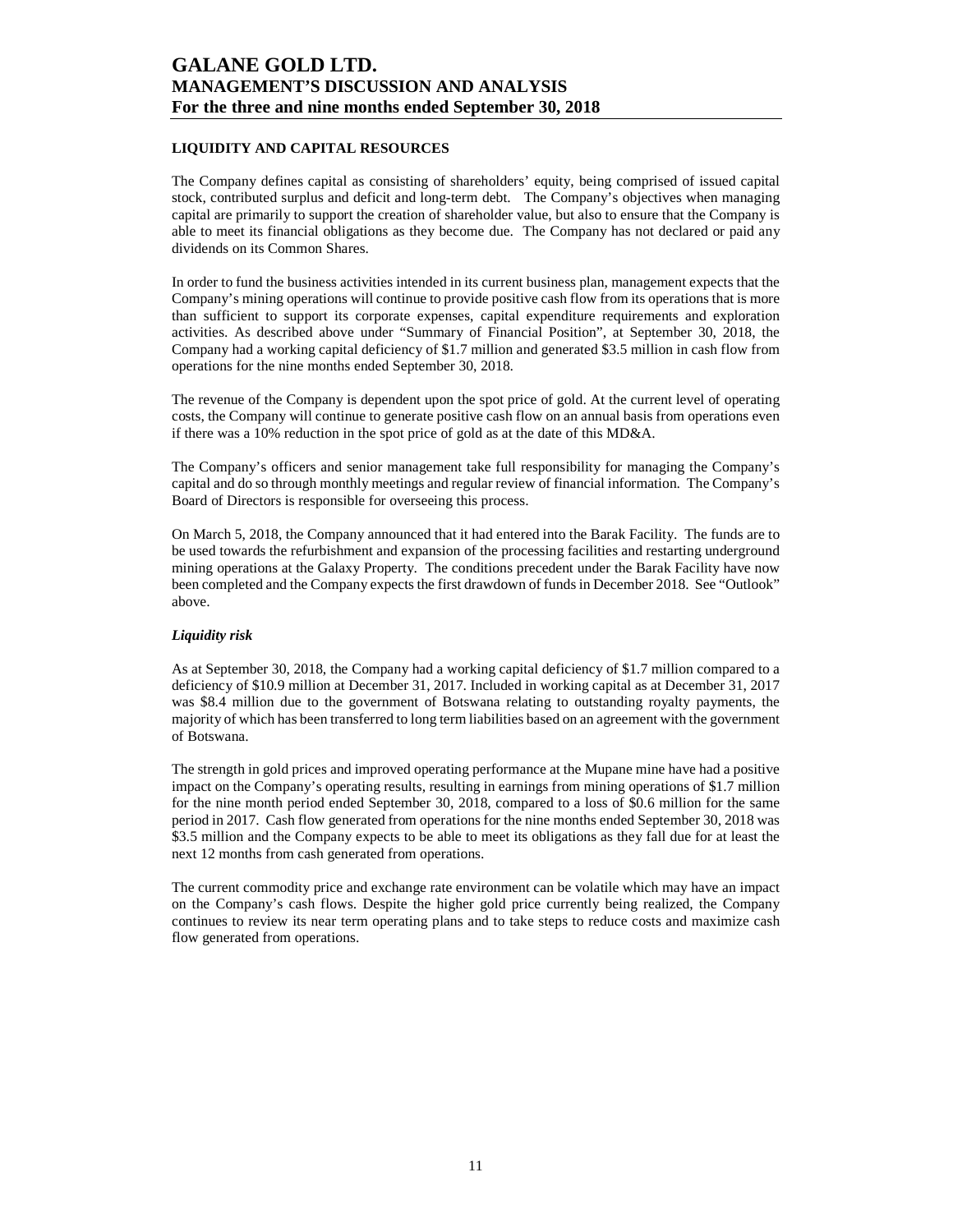## LIQUIDITY AND CAPITAL RESOURCES

The Company defines capital as consisting of shareholders' equity, being comprised of issued capital stock, contributed surplus and deficit and long-term debt. The Company's objectives when managing capital are primarily to support the creation of shareholder value, but also to ensure that the Company is able to meet its financial obligations as they become due. The Company has not declared or paid any dividends on its Common Shares.

In order to fund the business activities intended in its current business plan, management expects that the Company's mining operations will continue to provide positive cash flow from its operations that is more than sufficient to support its corporate expenses, capital expenditure requirements and exploration activities. As described above under "Summary of Financial Position", at September 30, 2018, the Company had a working capital deficiency of $1.7 million and generated $3.5 million in cash flow from operations for the nine months ended September 30, 2018.

The revenue of the Company is dependent upon the spot price of gold. At the current level of operating costs, the Company will continue to generate positive cash flow on an annual basis from operations even if there was a 10% reduction in the spot price of gold as at the date of this MD&A.

The Company's officers and senior management take full responsibility for managing the Company's capital and do so through monthly meetings and regular review of financial information. The Company's Board of Directors is responsible for overseeing this process.

On March 5, 2018, the Company announced that it had entered into the Barak Facility. The funds are to be used towards the refurbishment and expansion of the processing facilities and restarting underground mining operations at the Galaxy Property. The conditions precedent under the Barak Facility have now been completed and the Company expects the first drawdown of funds in December 2018. See "Outlook" above.

### *Liquidity risk*

As at September 30, 2018, the Company had a working capital deficiency of $1.7 million compared to a deficiency of $10.9 million at December 31, 2017. Included in working capital as at December 31, 2017 was $8.4 million due to the government of Botswana relating to outstanding royalty payments, the majority of which has been transferred to long term liabilities based on an agreement with the government of Botswana.

The strength in gold prices and improved operating performance at the Mupane mine have had a positive impact on the Company's operating results, resulting in earnings from mining operations of $1.7 million for the nine month period ended September 30, 2018, compared to a loss of $0.6 million for the same period in 2017. Cash flow generated from operations for the nine months ended September 30, 2018 was $3.5 million and the Company expects to be able to meet its obligations as they fall due for at least the next 12 months from cash generated from operations.

The current commodity price and exchange rate environment can be volatile which may have an impact on the Company's cash flows. Despite the higher gold price currently being realized, the Company continues to review its near term operating plans and to take steps to reduce costs and maximize cash flow generated from operations.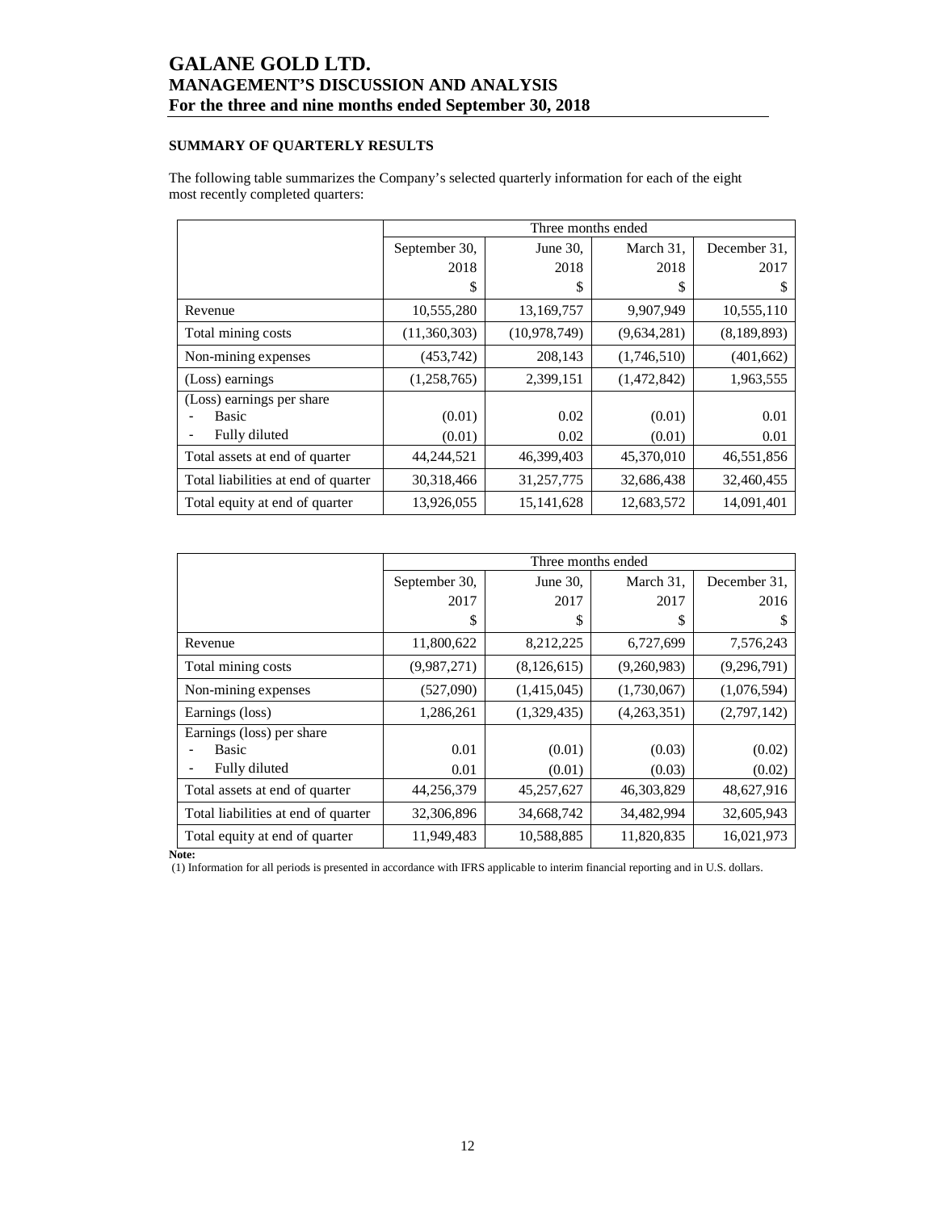# GALANE GOLD LTD.
## MANAGEMENT'S DISCUSSION AND ANALYSIS
### For the three and nine months ended September 30, 2018

**SUMMARY OF QUARTERLY RESULTS**

The following table summarizes the Company's selected quarterly information for each of the eight most recently completed quarters:

| | Three months ended | | | |
|---|---|---|---|---|
| | September 30, 2018 $ | June 30, 2018 $ | March 31, 2018 $ | December 31, 2017 $ |
| Revenue | 10,555,280 | 13,169,757 | 9,907,949 | 10,555,110 |
| Total mining costs | (11,360,303) | (10,978,749) | (9,634,281) | (8,189,893) |
| Non-mining expenses | (453,742) | 208,143 | (1,746,510) | (401,662) |
| (Loss) earnings | (1,258,765) | 2,399,151 | (1,472,842) | 1,963,555 |
| (Loss) earnings per share | | | | |
| - Basic | (0.01) | 0.02 | (0.01) | 0.01 |
| - Fully diluted | (0.01) | 0.02 | (0.01) | 0.01 |
| Total assets at end of quarter | 44,244,521 | 46,399,403 | 45,370,010 | 46,551,856 |
| Total liabilities at end of quarter | 30,318,466 | 31,257,775 | 32,686,438 | 32,460,455 |
| Total equity at end of quarter | 13,926,055 | 15,141,628 | 12,683,572 | 14,091,401 |

| | Three months ended | | | |
|---|---|---|---|---|
| | September 30, 2017 $ | June 30, 2017 $ | March 31, 2017 $ | December 31, 2016 $ |
| Revenue | 11,800,622 | 8,212,225 | 6,727,699 | 7,576,243 |
| Total mining costs | (9,987,271) | (8,126,615) | (9,260,983) | (9,296,791) |
| Non-mining expenses | (527,090) | (1,415,045) | (1,730,067) | (1,076,594) |
| Earnings (loss) | 1,286,261 | (1,329,435) | (4,263,351) | (2,797,142) |
| Earnings (loss) per share | | | | |
| - Basic | 0.01 | (0.01) | (0.03) | (0.02) |
| - Fully diluted | 0.01 | (0.01) | (0.03) | (0.02) |
| Total assets at end of quarter | 44,256,379 | 45,257,627 | 46,303,829 | 48,627,916 |
| Total liabilities at end of quarter | 32,306,896 | 34,668,742 | 34,482,994 | 32,605,943 |
| Total equity at end of quarter | 11,949,483 | 10,588,885 | 11,820,835 | 16,021,973 |

**Note:**
(1) Information for all periods is presented in accordance with IFRS applicable to interim financial reporting and in U.S. dollars.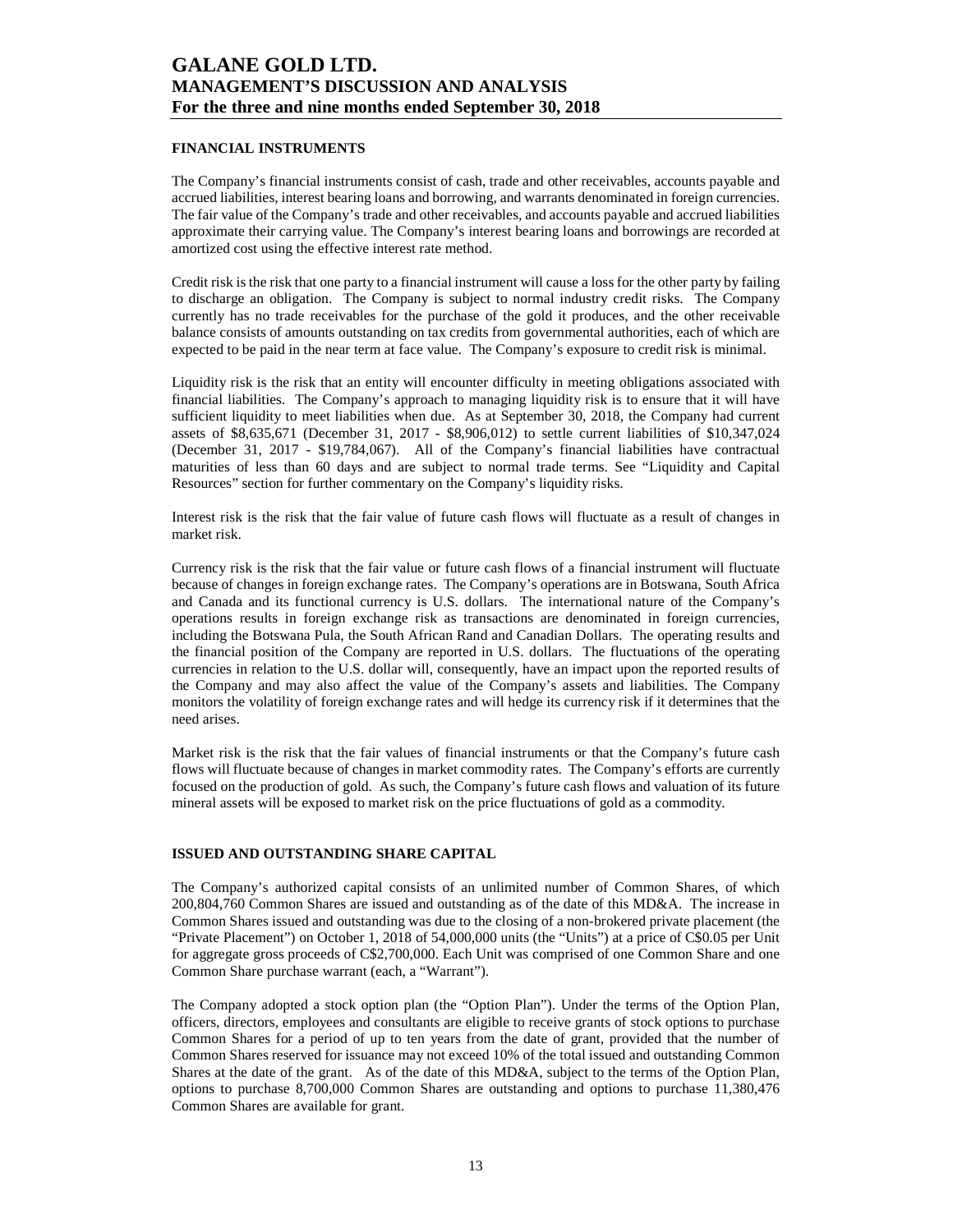## FINANCIAL INSTRUMENTS

The Company's financial instruments consist of cash, trade and other receivables, accounts payable and accrued liabilities, interest bearing loans and borrowing, and warrants denominated in foreign currencies. The fair value of the Company's trade and other receivables, and accounts payable and accrued liabilities approximate their carrying value. The Company's interest bearing loans and borrowings are recorded at amortized cost using the effective interest rate method.

Credit risk is the risk that one party to a financial instrument will cause a loss for the other party by failing to discharge an obligation. The Company is subject to normal industry credit risks. The Company currently has no trade receivables for the purchase of the gold it produces, and the other receivable balance consists of amounts outstanding on tax credits from governmental authorities, each of which are expected to be paid in the near term at face value. The Company's exposure to credit risk is minimal.

Liquidity risk is the risk that an entity will encounter difficulty in meeting obligations associated with financial liabilities. The Company's approach to managing liquidity risk is to ensure that it will have sufficient liquidity to meet liabilities when due. As at September 30, 2018, the Company had current assets of $8,635,671 (December 31, 2017 - $8,906,012) to settle current liabilities of $10,347,024 (December 31, 2017 - $19,784,067). All of the Company's financial liabilities have contractual maturities of less than 60 days and are subject to normal trade terms. See "Liquidity and Capital Resources" section for further commentary on the Company's liquidity risks.

Interest risk is the risk that the fair value of future cash flows will fluctuate as a result of changes in market risk.

Currency risk is the risk that the fair value or future cash flows of a financial instrument will fluctuate because of changes in foreign exchange rates. The Company's operations are in Botswana, South Africa and Canada and its functional currency is U.S. dollars. The international nature of the Company's operations results in foreign exchange risk as transactions are denominated in foreign currencies, including the Botswana Pula, the South African Rand and Canadian Dollars. The operating results and the financial position of the Company are reported in U.S. dollars. The fluctuations of the operating currencies in relation to the U.S. dollar will, consequently, have an impact upon the reported results of the Company and may also affect the value of the Company's assets and liabilities. The Company monitors the volatility of foreign exchange rates and will hedge its currency risk if it determines that the need arises.

Market risk is the risk that the fair values of financial instruments or that the Company's future cash flows will fluctuate because of changes in market commodity rates. The Company's efforts are currently focused on the production of gold. As such, the Company's future cash flows and valuation of its future mineral assets will be exposed to market risk on the price fluctuations of gold as a commodity.

## ISSUED AND OUTSTANDING SHARE CAPITAL

The Company's authorized capital consists of an unlimited number of Common Shares, of which 200,804,760 Common Shares are issued and outstanding as of the date of this MD&A. The increase in Common Shares issued and outstanding was due to the closing of a non-brokered private placement (the "Private Placement") on October 1, 2018 of 54,000,000 units (the "Units") at a price of C$0.05 per Unit for aggregate gross proceeds of C$2,700,000. Each Unit was comprised of one Common Share and one Common Share purchase warrant (each, a "Warrant").

The Company adopted a stock option plan (the "Option Plan"). Under the terms of the Option Plan, officers, directors, employees and consultants are eligible to receive grants of stock options to purchase Common Shares for a period of up to ten years from the date of grant, provided that the number of Common Shares reserved for issuance may not exceed 10% of the total issued and outstanding Common Shares at the date of the grant. As of the date of this MD&A, subject to the terms of the Option Plan, options to purchase 8,700,000 Common Shares are outstanding and options to purchase 11,380,476 Common Shares are available for grant.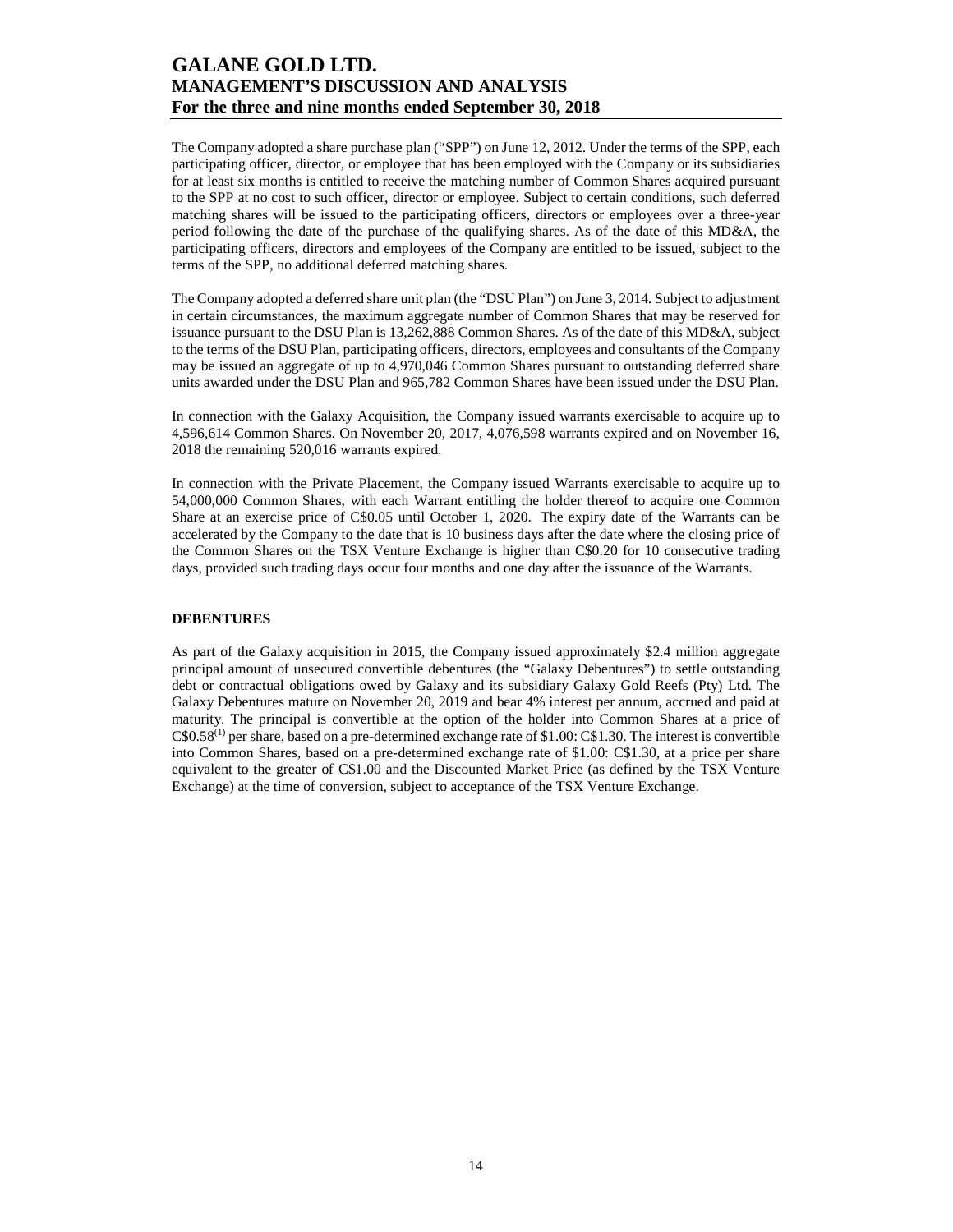The Company adopted a share purchase plan ("SPP") on June 12, 2012. Under the terms of the SPP, each participating officer, director, or employee that has been employed with the Company or its subsidiaries for at least six months is entitled to receive the matching number of Common Shares acquired pursuant to the SPP at no cost to such officer, director or employee. Subject to certain conditions, such deferred matching shares will be issued to the participating officers, directors or employees over a three-year period following the date of the purchase of the qualifying shares. As of the date of this MD&A, the participating officers, directors and employees of the Company are entitled to be issued, subject to the terms of the SPP, no additional deferred matching shares.

The Company adopted a deferred share unit plan (the "DSU Plan") on June 3, 2014. Subject to adjustment in certain circumstances, the maximum aggregate number of Common Shares that may be reserved for issuance pursuant to the DSU Plan is 13,262,888 Common Shares. As of the date of this MD&A, subject to the terms of the DSU Plan, participating officers, directors, employees and consultants of the Company may be issued an aggregate of up to 4,970,046 Common Shares pursuant to outstanding deferred share units awarded under the DSU Plan and 965,782 Common Shares have been issued under the DSU Plan.

In connection with the Galaxy Acquisition, the Company issued warrants exercisable to acquire up to 4,596,614 Common Shares. On November 20, 2017, 4,076,598 warrants expired and on November 16, 2018 the remaining 520,016 warrants expired.

In connection with the Private Placement, the Company issued Warrants exercisable to acquire up to 54,000,000 Common Shares, with each Warrant entitling the holder thereof to acquire one Common Share at an exercise price of C$0.05 until October 1, 2020. The expiry date of the Warrants can be accelerated by the Company to the date that is 10 business days after the date where the closing price of the Common Shares on the TSX Venture Exchange is higher than C$0.20 for 10 consecutive trading days, provided such trading days occur four months and one day after the issuance of the Warrants.

**DEBENTURES**

As part of the Galaxy acquisition in 2015, the Company issued approximately $2.4 million aggregate principal amount of unsecured convertible debentures (the "Galaxy Debentures") to settle outstanding debt or contractual obligations owed by Galaxy and its subsidiary Galaxy Gold Reefs (Pty) Ltd. The Galaxy Debentures mature on November 20, 2019 and bear 4% interest per annum, accrued and paid at maturity. The principal is convertible at the option of the holder into Common Shares at a price of C$0.58[(1)] per share, based on a pre-determined exchange rate of $1.00: C$1.30. The interest is convertible into Common Shares, based on a pre-determined exchange rate of $1.00: C$1.30, at a price per share equivalent to the greater of C$1.00 and the Discounted Market Price (as defined by the TSX Venture Exchange) at the time of conversion, subject to acceptance of the TSX Venture Exchange.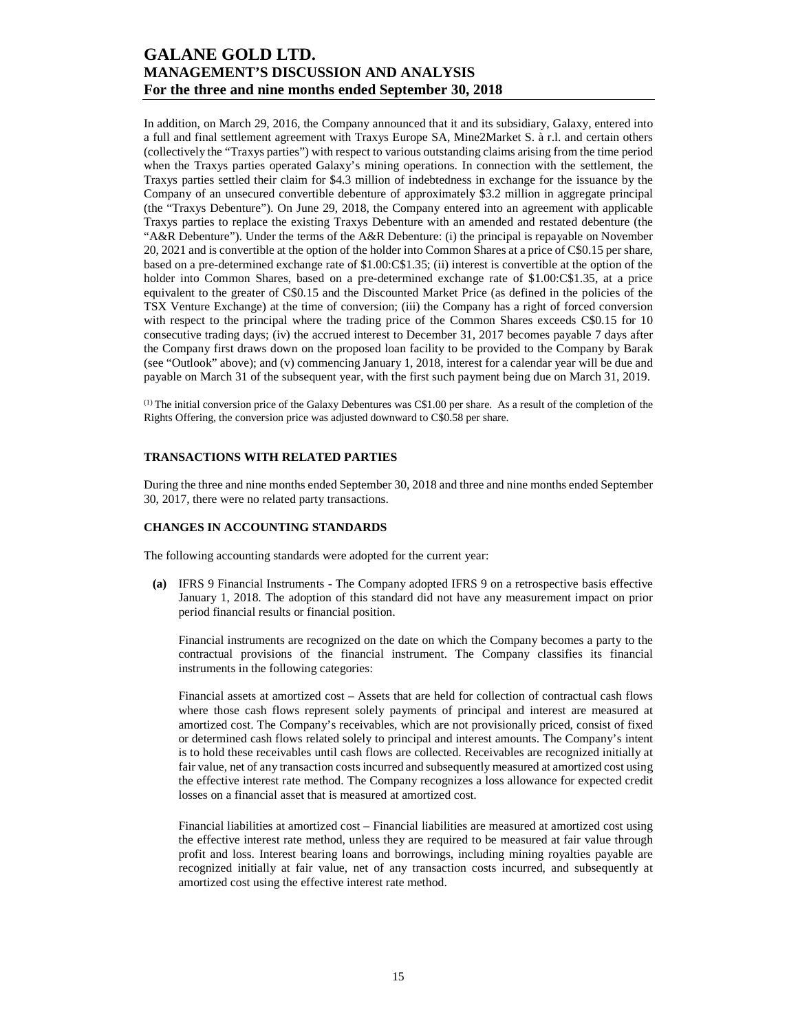In addition, on March 29, 2016, the Company announced that it and its subsidiary, Galaxy, entered into a full and final settlement agreement with Traxys Europe SA, Mine2Market S. à r.l. and certain others (collectively the "Traxys parties") with respect to various outstanding claims arising from the time period when the Traxys parties operated Galaxy's mining operations. In connection with the settlement, the Traxys parties settled their claim for $4.3 million of indebtedness in exchange for the issuance by the Company of an unsecured convertible debenture of approximately $3.2 million in aggregate principal (the "Traxys Debenture"). On June 29, 2018, the Company entered into an agreement with applicable Traxys parties to replace the existing Traxys Debenture with an amended and restated debenture (the "A&R Debenture"). Under the terms of the A&R Debenture: (i) the principal is repayable on November 20, 2021 and is convertible at the option of the holder into Common Shares at a price of C$0.15 per share, based on a pre-determined exchange rate of $1.00:C$1.35; (ii) interest is convertible at the option of the holder into Common Shares, based on a pre-determined exchange rate of $1.00:C$1.35, at a price equivalent to the greater of C$0.15 and the Discounted Market Price (as defined in the policies of the TSX Venture Exchange) at the time of conversion; (iii) the Company has a right of forced conversion with respect to the principal where the trading price of the Common Shares exceeds C$0.15 for 10 consecutive trading days; (iv) the accrued interest to December 31, 2017 becomes payable 7 days after the Company first draws down on the proposed loan facility to be provided to the Company by Barak (see "Outlook" above); and (v) commencing January 1, 2018, interest for a calendar year will be due and payable on March 31 of the subsequent year, with the first such payment being due on March 31, 2019.

(1) The initial conversion price of the Galaxy Debentures was C$1.00 per share. As a result of the completion of the Rights Offering, the conversion price was adjusted downward to C$0.58 per share.

## TRANSACTIONS WITH RELATED PARTIES

During the three and nine months ended September 30, 2018 and three and nine months ended September 30, 2017, there were no related party transactions.

## CHANGES IN ACCOUNTING STANDARDS

The following accounting standards were adopted for the current year:

**(a)** IFRS 9 Financial Instruments - The Company adopted IFRS 9 on a retrospective basis effective January 1, 2018. The adoption of this standard did not have any measurement impact on prior period financial results or financial position.

Financial instruments are recognized on the date on which the Company becomes a party to the contractual provisions of the financial instrument. The Company classifies its financial instruments in the following categories:

Financial assets at amortized cost – Assets that are held for collection of contractual cash flows where those cash flows represent solely payments of principal and interest are measured at amortized cost. The Company's receivables, which are not provisionally priced, consist of fixed or determined cash flows related solely to principal and interest amounts. The Company's intent is to hold these receivables until cash flows are collected. Receivables are recognized initially at fair value, net of any transaction costs incurred and subsequently measured at amortized cost using the effective interest rate method. The Company recognizes a loss allowance for expected credit losses on a financial asset that is measured at amortized cost.

Financial liabilities at amortized cost – Financial liabilities are measured at amortized cost using the effective interest rate method, unless they are required to be measured at fair value through profit and loss. Interest bearing loans and borrowings, including mining royalties payable are recognized initially at fair value, net of any transaction costs incurred, and subsequently at amortized cost using the effective interest rate method.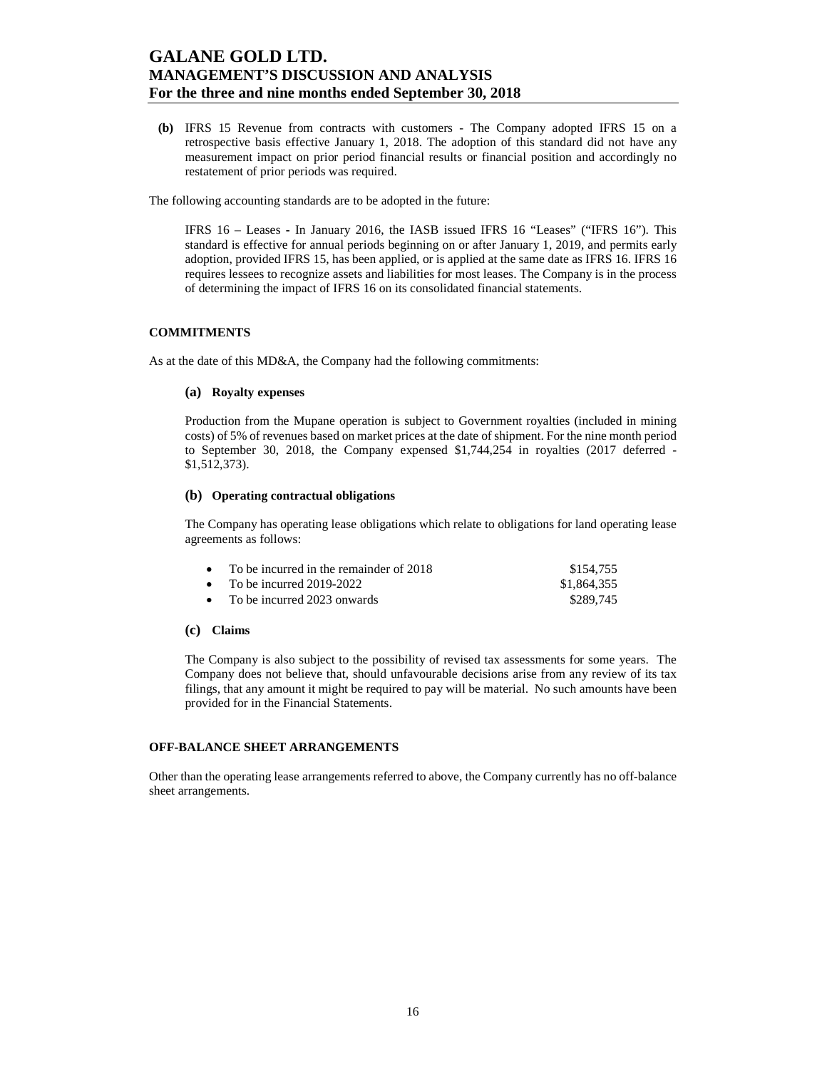**(b)** IFRS 15 Revenue from contracts with customers - The Company adopted IFRS 15 on a retrospective basis effective January 1, 2018. The adoption of this standard did not have any measurement impact on prior period financial results or financial position and accordingly no restatement of prior periods was required.

The following accounting standards are to be adopted in the future:

IFRS 16 – Leases - In January 2016, the IASB issued IFRS 16 "Leases" ("IFRS 16"). This standard is effective for annual periods beginning on or after January 1, 2019, and permits early adoption, provided IFRS 15, has been applied, or is applied at the same date as IFRS 16. IFRS 16 requires lessees to recognize assets and liabilities for most leases. The Company is in the process of determining the impact of IFRS 16 on its consolidated financial statements.

## COMMITMENTS

As at the date of this MD&A, the Company had the following commitments:

### (a) Royalty expenses

Production from the Mupane operation is subject to Government royalties (included in mining costs) of 5% of revenues based on market prices at the date of shipment. For the nine month period to September 30, 2018, the Company expensed $1,744,254 in royalties (2017 deferred - $1,512,373).

### (b) Operating contractual obligations

The Company has operating lease obligations which relate to obligations for land operating lease agreements as follows:

| | |
|---|---|
| • To be incurred in the remainder of 2018 | $154,755 |
| • To be incurred 2019-2022 | $1,864,355 |
| • To be incurred 2023 onwards | $289,745 |

### (c) Claims

The Company is also subject to the possibility of revised tax assessments for some years. The Company does not believe that, should unfavourable decisions arise from any review of its tax filings, that any amount it might be required to pay will be material. No such amounts have been provided for in the Financial Statements.

## OFF-BALANCE SHEET ARRANGEMENTS

Other than the operating lease arrangements referred to above, the Company currently has no off-balance sheet arrangements.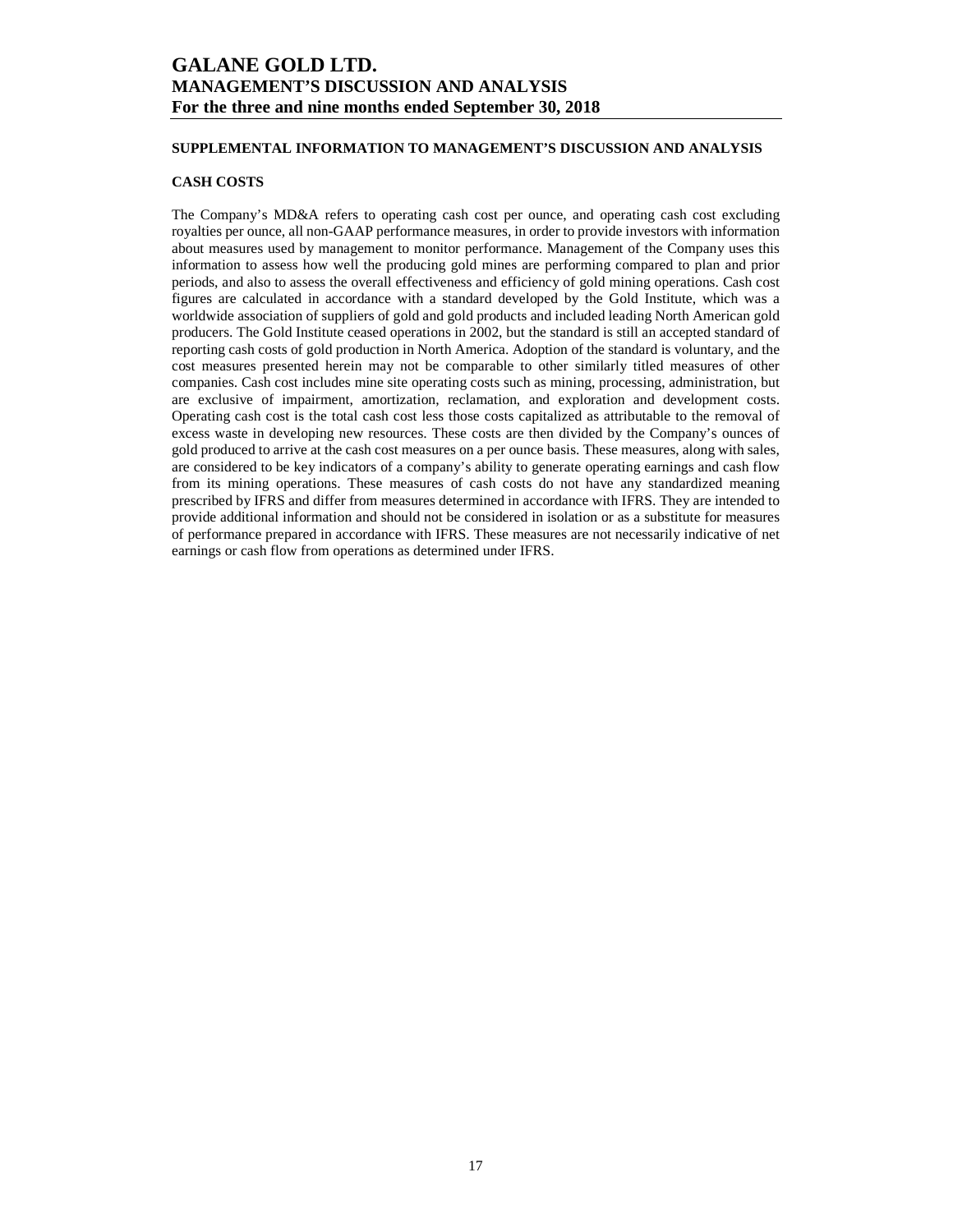## SUPPLEMENTAL INFORMATION TO MANAGEMENT'S DISCUSSION AND ANALYSIS

### CASH COSTS

The Company's MD&A refers to operating cash cost per ounce, and operating cash cost excluding royalties per ounce, all non-GAAP performance measures, in order to provide investors with information about measures used by management to monitor performance. Management of the Company uses this information to assess how well the producing gold mines are performing compared to plan and prior periods, and also to assess the overall effectiveness and efficiency of gold mining operations. Cash cost figures are calculated in accordance with a standard developed by the Gold Institute, which was a worldwide association of suppliers of gold and gold products and included leading North American gold producers. The Gold Institute ceased operations in 2002, but the standard is still an accepted standard of reporting cash costs of gold production in North America. Adoption of the standard is voluntary, and the cost measures presented herein may not be comparable to other similarly titled measures of other companies. Cash cost includes mine site operating costs such as mining, processing, administration, but are exclusive of impairment, amortization, reclamation, and exploration and development costs. Operating cash cost is the total cash cost less those costs capitalized as attributable to the removal of excess waste in developing new resources. These costs are then divided by the Company's ounces of gold produced to arrive at the cash cost measures on a per ounce basis. These measures, along with sales, are considered to be key indicators of a company's ability to generate operating earnings and cash flow from its mining operations. These measures of cash costs do not have any standardized meaning prescribed by IFRS and differ from measures determined in accordance with IFRS. They are intended to provide additional information and should not be considered in isolation or as a substitute for measures of performance prepared in accordance with IFRS. These measures are not necessarily indicative of net earnings or cash flow from operations as determined under IFRS.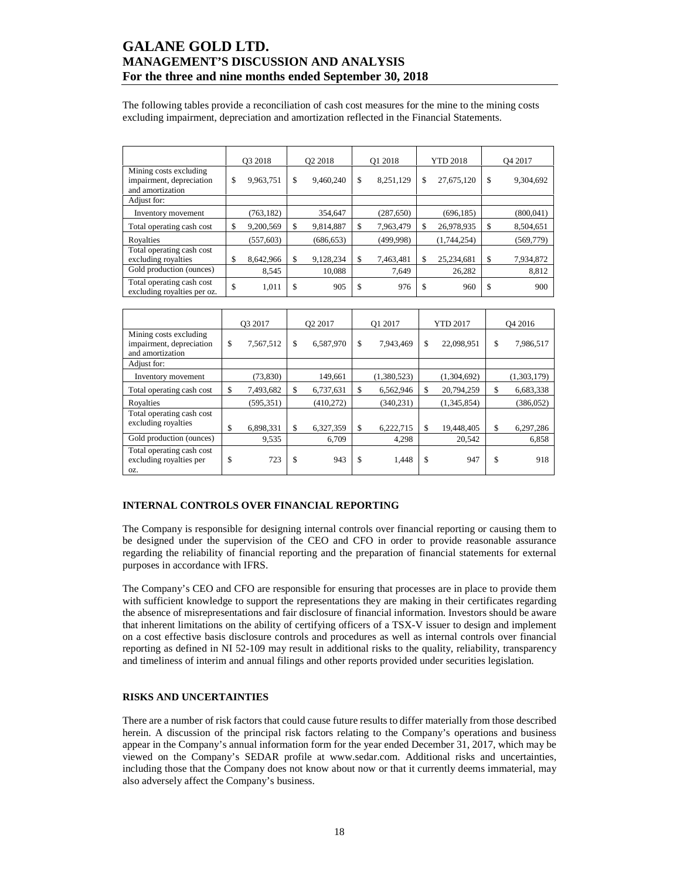The following tables provide a reconciliation of cash cost measures for the mine to the mining costs excluding impairment, depreciation and amortization reflected in the Financial Statements.

| | Q3 2018 | Q2 2018 | Q1 2018 | YTD 2018 | Q4 2017 |
|---|---|---|---|---|---|
| Mining costs excluding impairment, depreciation and amortization | $ 9,963,751 | $ 9,460,240 | $ 8,251,129 | $ 27,675,120 | $ 9,304,692 |
| Adjust for: | | | | | |
| Inventory movement | (763,182) | 354,647 | (287,650) | (696,185) | (800,041) |
| Total operating cash cost | $ 9,200,569 | $ 9,814,887 | $ 7,963,479 | $ 26,978,935 | $ 8,504,651 |
| Royalties | (557,603) | (686,653) | (499,998) | (1,744,254) | (569,779) |
| Total operating cash cost excluding royalties | $ 8,642,966 | $ 9,128,234 | $ 7,463,481 | $ 25,234,681 | $ 7,934,872 |
| Gold production (ounces) | 8,545 | 10,088 | 7,649 | 26,282 | 8,812 |
| Total operating cash cost excluding royalties per oz. | $ 1,011 | $ 905 | $ 976 | $ 960 | $ 900 |

| | Q3 2017 | Q2 2017 | Q1 2017 | YTD 2017 | Q4 2016 |
|---|---|---|---|---|---|
| Mining costs excluding impairment, depreciation and amortization | $ 7,567,512 | $ 6,587,970 | $ 7,943,469 | $ 22,098,951 | $ 7,986,517 |
| Adjust for: | | | | | |
| Inventory movement | (73,830) | 149,661 | (1,380,523) | (1,304,692) | (1,303,179) |
| Total operating cash cost | $ 7,493,682 | $ 6,737,631 | $ 6,562,946 | $ 20,794,259 | $ 6,683,338 |
| Royalties | (595,351) | (410,272) | (340,231) | (1,345,854) | (386,052) |
| Total operating cash cost excluding royalties | $ 6,898,331 | $ 6,327,359 | $ 6,222,715 | $ 19,448,405 | $ 6,297,286 |
| Gold production (ounces) | 9,535 | 6,709 | 4,298 | 20,542 | 6,858 |
| Total operating cash cost excluding royalties per oz. | $ 723 | $ 943 | $ 1,448 | $ 947 | $ 918 |

## INTERNAL CONTROLS OVER FINANCIAL REPORTING

The Company is responsible for designing internal controls over financial reporting or causing them to be designed under the supervision of the CEO and CFO in order to provide reasonable assurance regarding the reliability of financial reporting and the preparation of financial statements for external purposes in accordance with IFRS.

The Company's CEO and CFO are responsible for ensuring that processes are in place to provide them with sufficient knowledge to support the representations they are making in their certificates regarding the absence of misrepresentations and fair disclosure of financial information. Investors should be aware that inherent limitations on the ability of certifying officers of a TSX-V issuer to design and implement on a cost effective basis disclosure controls and procedures as well as internal controls over financial reporting as defined in NI 52-109 may result in additional risks to the quality, reliability, transparency and timeliness of interim and annual filings and other reports provided under securities legislation.

## RISKS AND UNCERTAINTIES

There are a number of risk factors that could cause future results to differ materially from those described herein. A discussion of the principal risk factors relating to the Company's operations and business appear in the Company's annual information form for the year ended December 31, 2017, which may be viewed on the Company's SEDAR profile at www.sedar.com. Additional risks and uncertainties, including those that the Company does not know about now or that it currently deems immaterial, may also adversely affect the Company's business.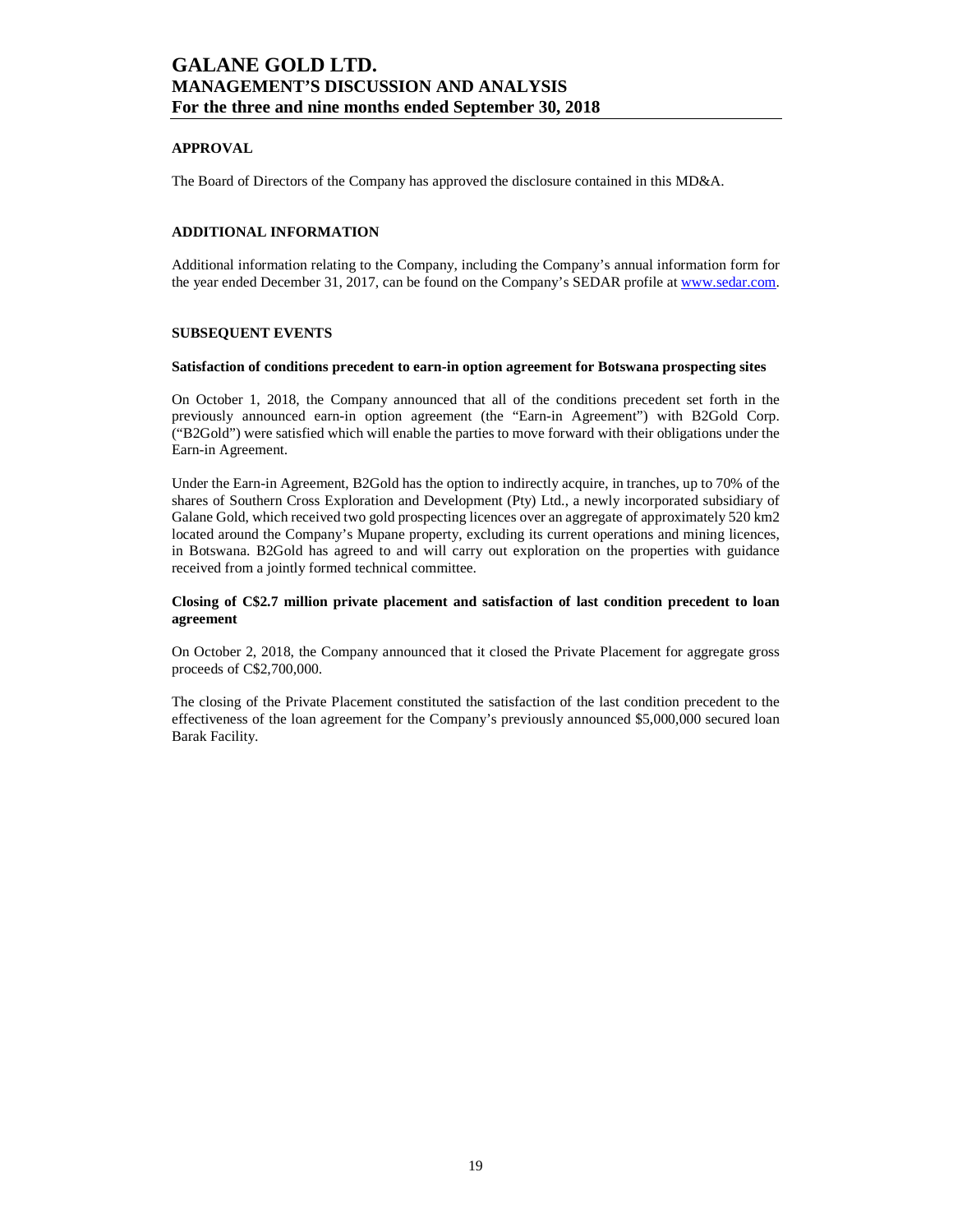## APPROVAL

The Board of Directors of the Company has approved the disclosure contained in this MD&A.

## ADDITIONAL INFORMATION

Additional information relating to the Company, including the Company's annual information form for the year ended December 31, 2017, can be found on the Company's SEDAR profile at www.sedar.com.

## SUBSEQUENT EVENTS

**Satisfaction of conditions precedent to earn-in option agreement for Botswana prospecting sites**

On October 1, 2018, the Company announced that all of the conditions precedent set forth in the previously announced earn-in option agreement (the "Earn-in Agreement") with B2Gold Corp. ("B2Gold") were satisfied which will enable the parties to move forward with their obligations under the Earn-in Agreement.

Under the Earn-in Agreement, B2Gold has the option to indirectly acquire, in tranches, up to 70% of the shares of Southern Cross Exploration and Development (Pty) Ltd., a newly incorporated subsidiary of Galane Gold, which received two gold prospecting licences over an aggregate of approximately 520 km2 located around the Company's Mupane property, excluding its current operations and mining licences, in Botswana. B2Gold has agreed to and will carry out exploration on the properties with guidance received from a jointly formed technical committee.

**Closing of C$2.7 million private placement and satisfaction of last condition precedent to loan agreement**

On October 2, 2018, the Company announced that it closed the Private Placement for aggregate gross proceeds of C$2,700,000.

The closing of the Private Placement constituted the satisfaction of the last condition precedent to the effectiveness of the loan agreement for the Company's previously announced $5,000,000 secured loan Barak Facility.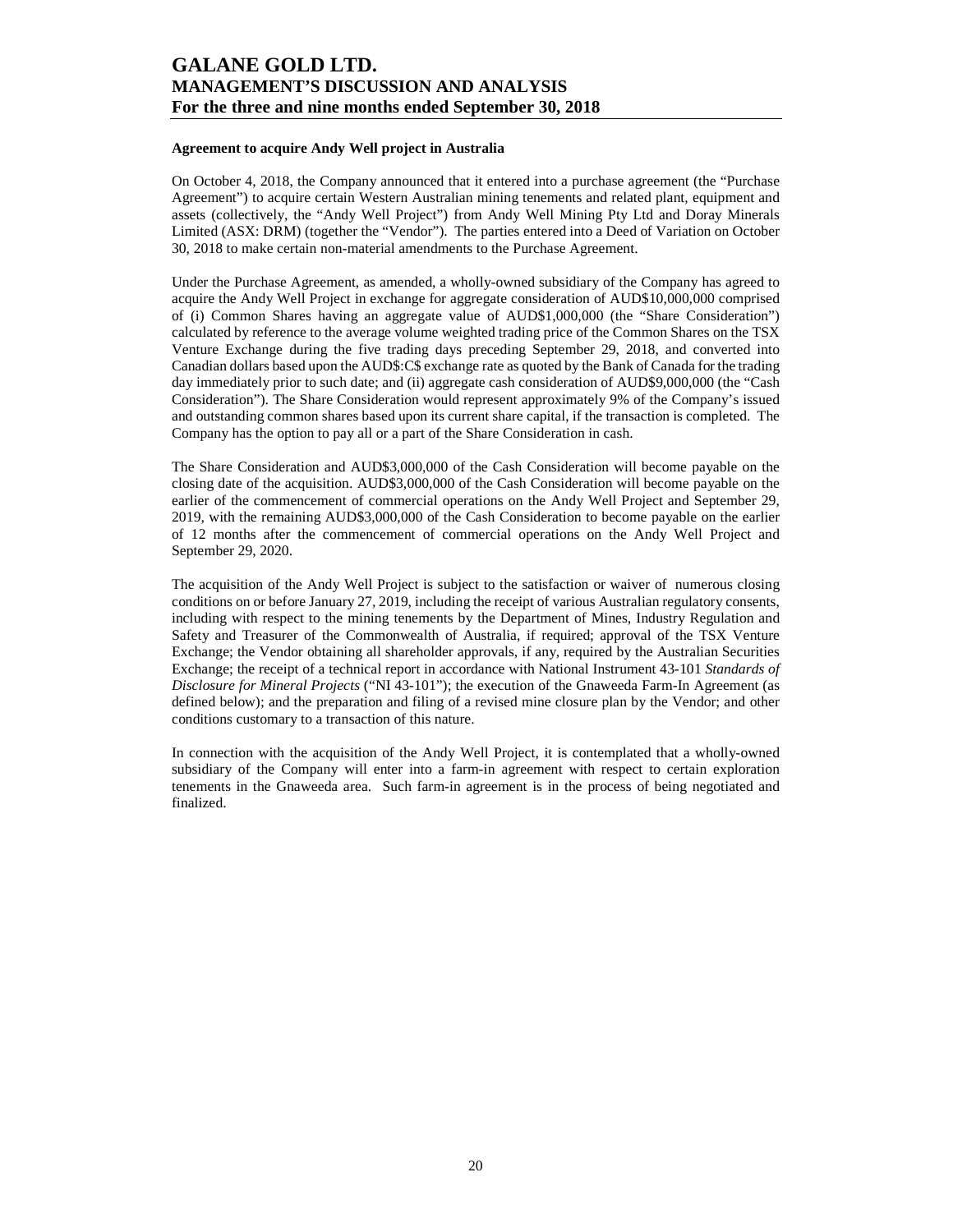**Agreement to acquire Andy Well project in Australia**

On October 4, 2018, the Company announced that it entered into a purchase agreement (the "Purchase Agreement") to acquire certain Western Australian mining tenements and related plant, equipment and assets (collectively, the "Andy Well Project") from Andy Well Mining Pty Ltd and Doray Minerals Limited (ASX: DRM) (together the "Vendor"). The parties entered into a Deed of Variation on October 30, 2018 to make certain non-material amendments to the Purchase Agreement.

Under the Purchase Agreement, as amended, a wholly-owned subsidiary of the Company has agreed to acquire the Andy Well Project in exchange for aggregate consideration of AUD$10,000,000 comprised of (i) Common Shares having an aggregate value of AUD$1,000,000 (the "Share Consideration") calculated by reference to the average volume weighted trading price of the Common Shares on the TSX Venture Exchange during the five trading days preceding September 29, 2018, and converted into Canadian dollars based upon the AUD$:C$ exchange rate as quoted by the Bank of Canada for the trading day immediately prior to such date; and (ii) aggregate cash consideration of AUD$9,000,000 (the "Cash Consideration"). The Share Consideration would represent approximately 9% of the Company's issued and outstanding common shares based upon its current share capital, if the transaction is completed. The Company has the option to pay all or a part of the Share Consideration in cash.

The Share Consideration and AUD$3,000,000 of the Cash Consideration will become payable on the closing date of the acquisition. AUD$3,000,000 of the Cash Consideration will become payable on the earlier of the commencement of commercial operations on the Andy Well Project and September 29, 2019, with the remaining AUD$3,000,000 of the Cash Consideration to become payable on the earlier of 12 months after the commencement of commercial operations on the Andy Well Project and September 29, 2020.

The acquisition of the Andy Well Project is subject to the satisfaction or waiver of numerous closing conditions on or before January 27, 2019, including the receipt of various Australian regulatory consents, including with respect to the mining tenements by the Department of Mines, Industry Regulation and Safety and Treasurer of the Commonwealth of Australia, if required; approval of the TSX Venture Exchange; the Vendor obtaining all shareholder approvals, if any, required by the Australian Securities Exchange; the receipt of a technical report in accordance with National Instrument 43-101 *Standards of Disclosure for Mineral Projects* ("NI 43-101"); the execution of the Gnaweeda Farm-In Agreement (as defined below); and the preparation and filing of a revised mine closure plan by the Vendor; and other conditions customary to a transaction of this nature.

In connection with the acquisition of the Andy Well Project, it is contemplated that a wholly-owned subsidiary of the Company will enter into a farm-in agreement with respect to certain exploration tenements in the Gnaweeda area. Such farm-in agreement is in the process of being negotiated and finalized.